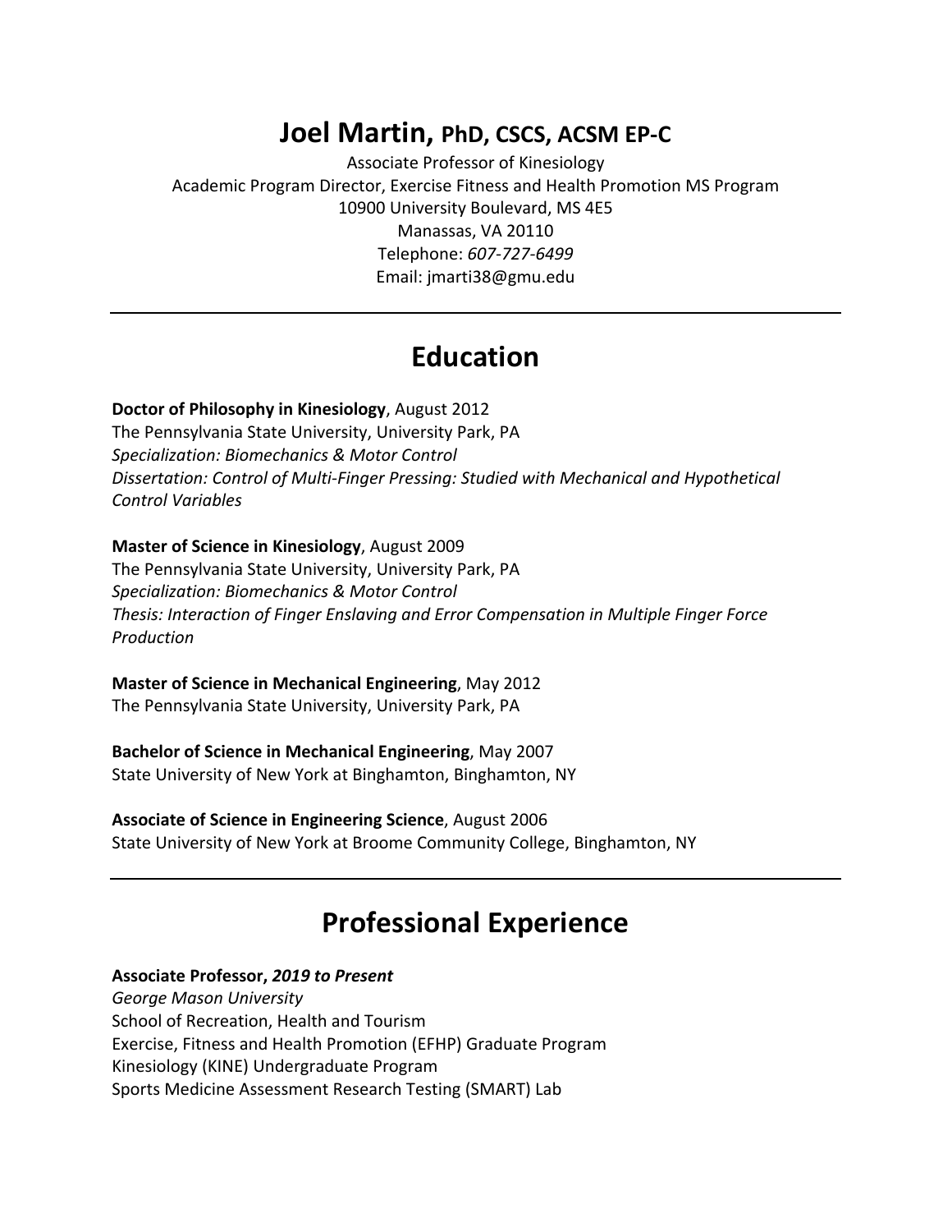# Joel Martin, PhD, CSCS, ACSM EP-C

Associate Professor of Kinesiology
Academic Program Director, Exercise Fitness and Health Promotion MS Program
10900 University Boulevard, MS 4E5
Manassas, VA 20110
Telephone: *607-727-6499*
Email: jmarti38@gmu.edu

---

## Education

**Doctor of Philosophy in Kinesiology**, August 2012
The Pennsylvania State University, University Park, PA
*Specialization: Biomechanics & Motor Control*
*Dissertation: Control of Multi-Finger Pressing: Studied with Mechanical and Hypothetical Control Variables*

**Master of Science in Kinesiology**, August 2009
The Pennsylvania State University, University Park, PA
*Specialization: Biomechanics & Motor Control*
*Thesis: Interaction of Finger Enslaving and Error Compensation in Multiple Finger Force Production*

**Master of Science in Mechanical Engineering**, May 2012
The Pennsylvania State University, University Park, PA

**Bachelor of Science in Mechanical Engineering**, May 2007
State University of New York at Binghamton, Binghamton, NY

**Associate of Science in Engineering Science**, August 2006
State University of New York at Broome Community College, Binghamton, NY

---

## Professional Experience

**Associate Professor, *2019 to Present***
*George Mason University*
School of Recreation, Health and Tourism
Exercise, Fitness and Health Promotion (EFHP) Graduate Program
Kinesiology (KINE) Undergraduate Program
Sports Medicine Assessment Research Testing (SMART) Lab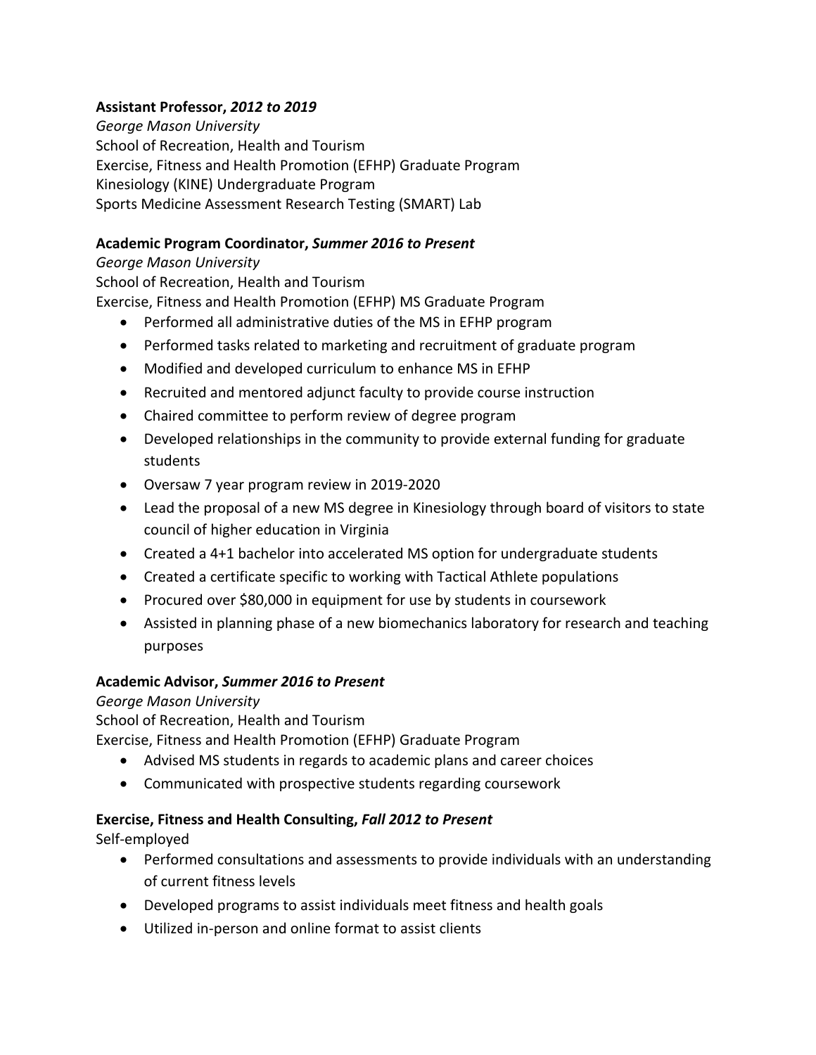**Assistant Professor,** ***2012 to 2019***
*George Mason University*
School of Recreation, Health and Tourism
Exercise, Fitness and Health Promotion (EFHP) Graduate Program
Kinesiology (KINE) Undergraduate Program
Sports Medicine Assessment Research Testing (SMART) Lab

**Academic Program Coordinator,** ***Summer 2016 to Present***
*George Mason University*
School of Recreation, Health and Tourism
Exercise, Fitness and Health Promotion (EFHP) MS Graduate Program

- Performed all administrative duties of the MS in EFHP program
- Performed tasks related to marketing and recruitment of graduate program
- Modified and developed curriculum to enhance MS in EFHP
- Recruited and mentored adjunct faculty to provide course instruction
- Chaired committee to perform review of degree program
- Developed relationships in the community to provide external funding for graduate students
- Oversaw 7 year program review in 2019-2020
- Lead the proposal of a new MS degree in Kinesiology through board of visitors to state council of higher education in Virginia
- Created a 4+1 bachelor into accelerated MS option for undergraduate students
- Created a certificate specific to working with Tactical Athlete populations
- Procured over $80,000 in equipment for use by students in coursework
- Assisted in planning phase of a new biomechanics laboratory for research and teaching purposes

**Academic Advisor,** ***Summer 2016 to Present***
*George Mason University*
School of Recreation, Health and Tourism
Exercise, Fitness and Health Promotion (EFHP) Graduate Program

- Advised MS students in regards to academic plans and career choices
- Communicated with prospective students regarding coursework

**Exercise, Fitness and Health Consulting,** ***Fall 2012 to Present***
Self-employed

- Performed consultations and assessments to provide individuals with an understanding of current fitness levels
- Developed programs to assist individuals meet fitness and health goals
- Utilized in-person and online format to assist clients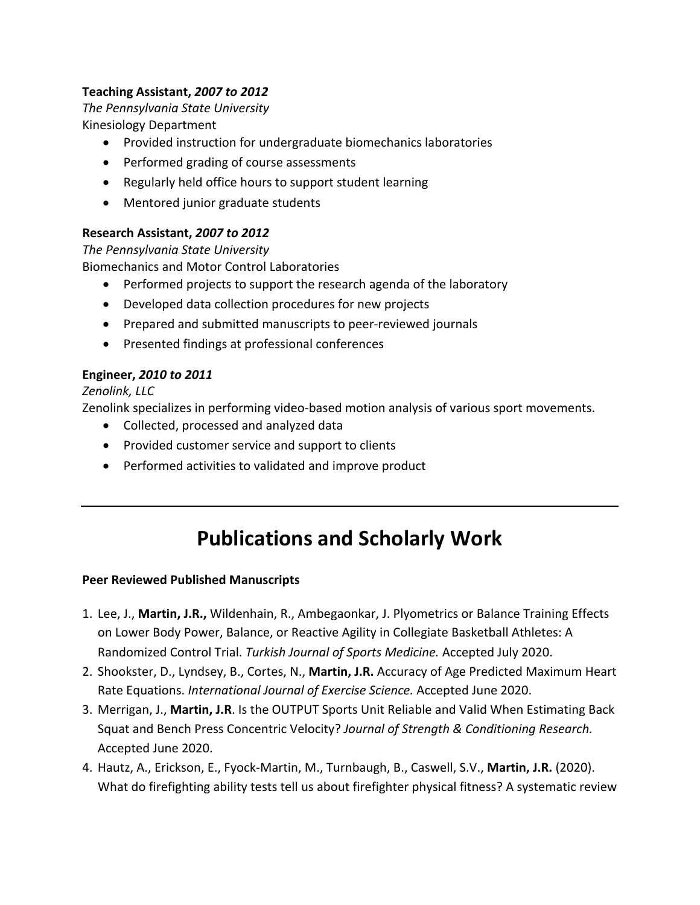**Teaching Assistant,** ***2007 to 2012***

*The Pennsylvania State University*

Kinesiology Department

- Provided instruction for undergraduate biomechanics laboratories
- Performed grading of course assessments
- Regularly held office hours to support student learning
- Mentored junior graduate students

**Research Assistant,** ***2007 to 2012***

*The Pennsylvania State University*

Biomechanics and Motor Control Laboratories

- Performed projects to support the research agenda of the laboratory
- Developed data collection procedures for new projects
- Prepared and submitted manuscripts to peer-reviewed journals
- Presented findings at professional conferences

**Engineer,** ***2010 to 2011***

*Zenolink, LLC*

Zenolink specializes in performing video-based motion analysis of various sport movements.

- Collected, processed and analyzed data
- Provided customer service and support to clients
- Performed activities to validated and improve product

---

# Publications and Scholarly Work

**Peer Reviewed Published Manuscripts**

1. Lee, J., **Martin, J.R.,** Wildenhain, R., Ambegaonkar, J. Plyometrics or Balance Training Effects on Lower Body Power, Balance, or Reactive Agility in Collegiate Basketball Athletes: A Randomized Control Trial. *Turkish Journal of Sports Medicine.* Accepted July 2020.
2. Shookster, D., Lyndsey, B., Cortes, N., **Martin, J.R.** Accuracy of Age Predicted Maximum Heart Rate Equations. *International Journal of Exercise Science.* Accepted June 2020.
3. Merrigan, J., **Martin, J.R**. Is the OUTPUT Sports Unit Reliable and Valid When Estimating Back Squat and Bench Press Concentric Velocity? *Journal of Strength & Conditioning Research.* Accepted June 2020.
4. Hautz, A., Erickson, E., Fyock-Martin, M., Turnbaugh, B., Caswell, S.V., **Martin, J.R.** (2020). What do firefighting ability tests tell us about firefighter physical fitness? A systematic review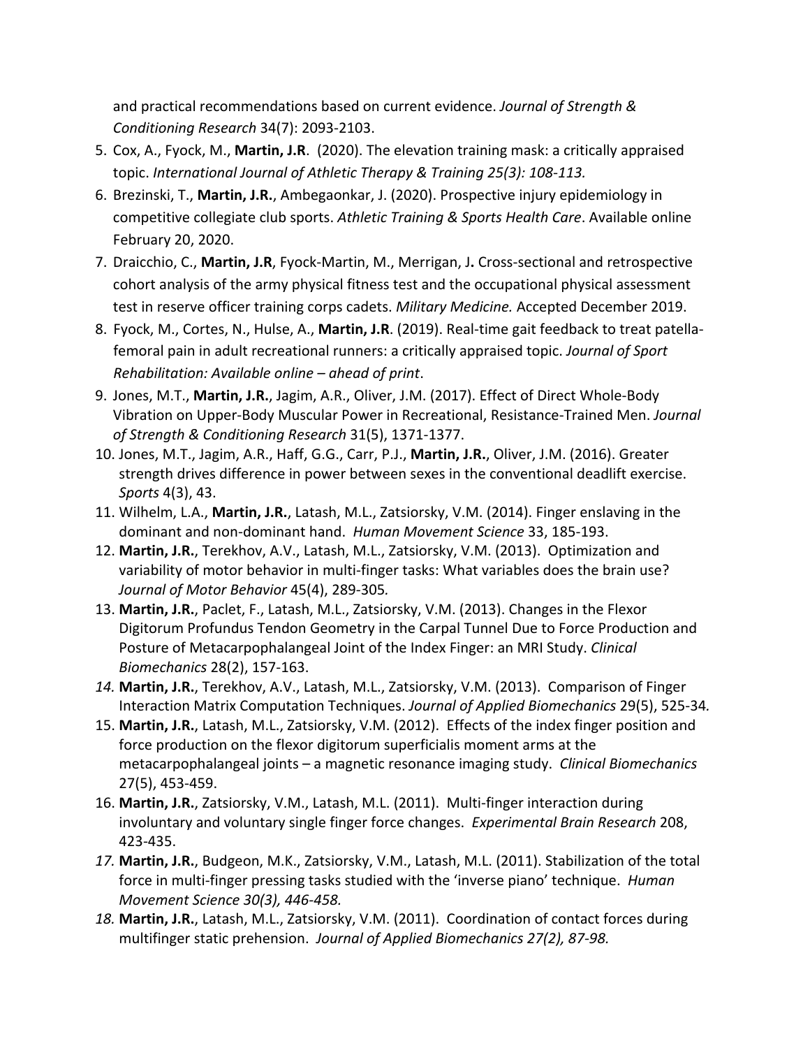and practical recommendations based on current evidence. *Journal of Strength & Conditioning Research* 34(7): 2093-2103.

5. Cox, A., Fyock, M., **Martin, J.R**. (2020). The elevation training mask: a critically appraised topic. *International Journal of Athletic Therapy & Training 25(3): 108-113.*
6. Brezinski, T., **Martin, J.R.**, Ambegaonkar, J. (2020). Prospective injury epidemiology in competitive collegiate club sports. *Athletic Training & Sports Health Care*. Available online February 20, 2020.
7. Draicchio, C., **Martin, J.R**, Fyock-Martin, M., Merrigan, J**.** Cross-sectional and retrospective cohort analysis of the army physical fitness test and the occupational physical assessment test in reserve officer training corps cadets. *Military Medicine.* Accepted December 2019.
8. Fyock, M., Cortes, N., Hulse, A., **Martin, J.R**. (2019). Real-time gait feedback to treat patella-femoral pain in adult recreational runners: a critically appraised topic. *Journal of Sport Rehabilitation: Available online – ahead of print*.
9. Jones, M.T., **Martin, J.R.**, Jagim, A.R., Oliver, J.M. (2017). Effect of Direct Whole-Body Vibration on Upper-Body Muscular Power in Recreational, Resistance-Trained Men. *Journal of Strength & Conditioning Research* 31(5), 1371-1377.
10. Jones, M.T., Jagim, A.R., Haff, G.G., Carr, P.J., **Martin, J.R.**, Oliver, J.M. (2016). Greater strength drives difference in power between sexes in the conventional deadlift exercise. *Sports* 4(3), 43.
11. Wilhelm, L.A., **Martin, J.R.**, Latash, M.L., Zatsiorsky, V.M. (2014). Finger enslaving in the dominant and non-dominant hand. *Human Movement Science* 33, 185-193.
12. **Martin, J.R.**, Terekhov, A.V., Latash, M.L., Zatsiorsky, V.M. (2013). Optimization and variability of motor behavior in multi-finger tasks: What variables does the brain use? *Journal of Motor Behavior* 45(4), 289-305*.*
13. **Martin, J.R.**, Paclet, F., Latash, M.L., Zatsiorsky, V.M. (2013). Changes in the Flexor Digitorum Profundus Tendon Geometry in the Carpal Tunnel Due to Force Production and Posture of Metacarpophalangeal Joint of the Index Finger: an MRI Study. *Clinical Biomechanics* 28(2), 157-163.
14. **Martin, J.R.**, Terekhov, A.V., Latash, M.L., Zatsiorsky, V.M. (2013). Comparison of Finger Interaction Matrix Computation Techniques. *Journal of Applied Biomechanics* 29(5), 525-34*.*
15. **Martin, J.R.**, Latash, M.L., Zatsiorsky, V.M. (2012). Effects of the index finger position and force production on the flexor digitorum superficialis moment arms at the metacarpophalangeal joints – a magnetic resonance imaging study. *Clinical Biomechanics* 27(5), 453-459.
16. **Martin, J.R.**, Zatsiorsky, V.M., Latash, M.L. (2011). Multi-finger interaction during involuntary and voluntary single finger force changes. *Experimental Brain Research* 208, 423-435.
17. **Martin, J.R.**, Budgeon, M.K., Zatsiorsky, V.M., Latash, M.L. (2011). Stabilization of the total force in multi-finger pressing tasks studied with the 'inverse piano' technique. *Human Movement Science 30(3), 446-458.*
18. **Martin, J.R.**, Latash, M.L., Zatsiorsky, V.M. (2011). Coordination of contact forces during multifinger static prehension. *Journal of Applied Biomechanics 27(2), 87-98.*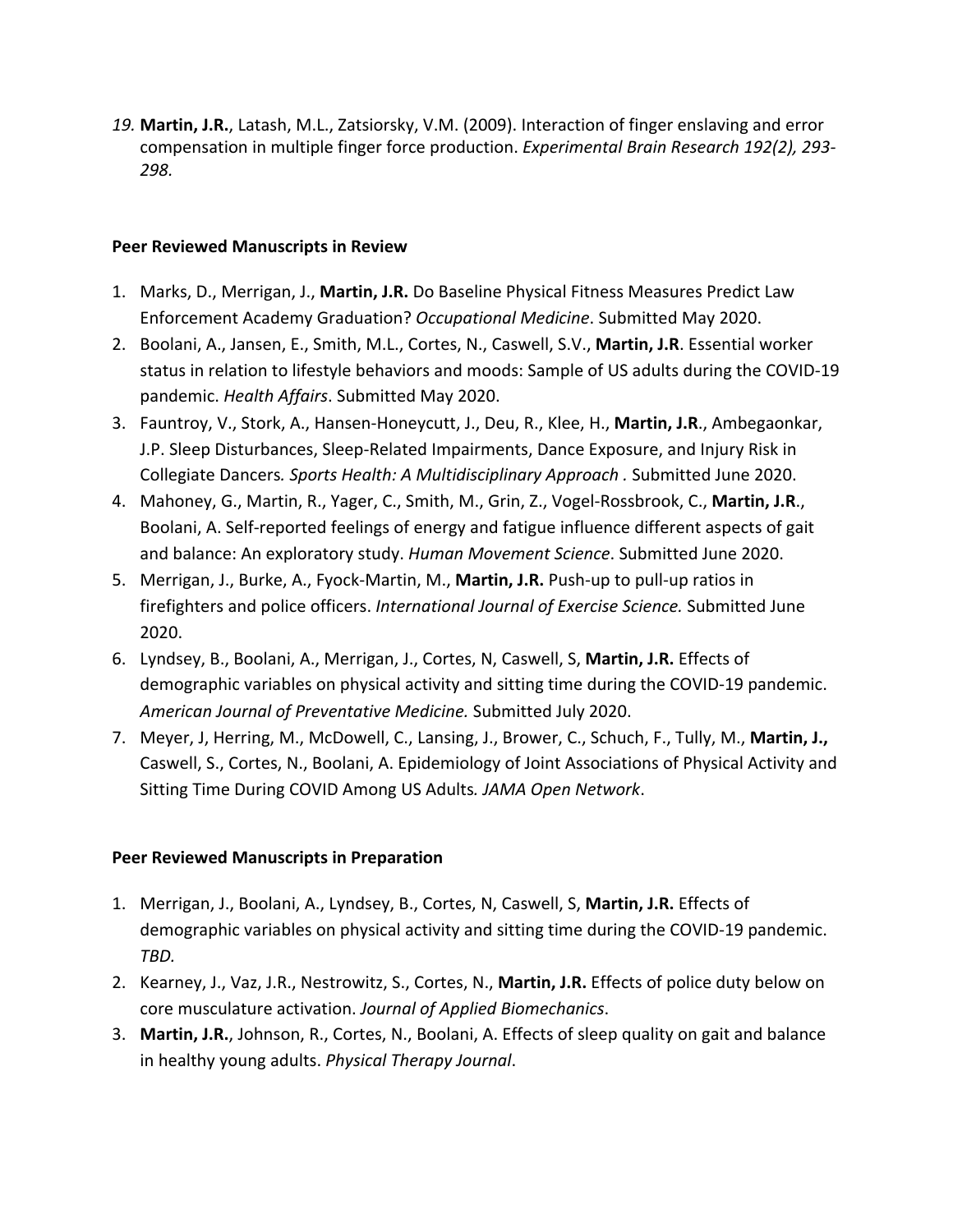19. **Martin, J.R.**, Latash, M.L., Zatsiorsky, V.M. (2009). Interaction of finger enslaving and error compensation in multiple finger force production. *Experimental Brain Research 192(2), 293-298.*

**Peer Reviewed Manuscripts in Review**

1. Marks, D., Merrigan, J., **Martin, J.R.** Do Baseline Physical Fitness Measures Predict Law Enforcement Academy Graduation? *Occupational Medicine*. Submitted May 2020.
2. Boolani, A., Jansen, E., Smith, M.L., Cortes, N., Caswell, S.V., **Martin, J.R**. Essential worker status in relation to lifestyle behaviors and moods: Sample of US adults during the COVID-19 pandemic. *Health Affairs*. Submitted May 2020.
3. Fauntroy, V., Stork, A., Hansen-Honeycutt, J., Deu, R., Klee, H., **Martin, J.R**., Ambegaonkar, J.P. Sleep Disturbances, Sleep-Related Impairments, Dance Exposure, and Injury Risk in Collegiate Dancers*. Sports Health: A Multidisciplinary Approach .* Submitted June 2020.
4. Mahoney, G., Martin, R., Yager, C., Smith, M., Grin, Z., Vogel-Rossbrook, C., **Martin, J.R**., Boolani, A. Self-reported feelings of energy and fatigue influence different aspects of gait and balance: An exploratory study. *Human Movement Science*. Submitted June 2020.
5. Merrigan, J., Burke, A., Fyock-Martin, M., **Martin, J.R.** Push-up to pull-up ratios in firefighters and police officers. *International Journal of Exercise Science.* Submitted June 2020.
6. Lyndsey, B., Boolani, A., Merrigan, J., Cortes, N, Caswell, S, **Martin, J.R.** Effects of demographic variables on physical activity and sitting time during the COVID-19 pandemic. *American Journal of Preventative Medicine.* Submitted July 2020.
7. Meyer, J, Herring, M., McDowell, C., Lansing, J., Brower, C., Schuch, F., Tully, M., **Martin, J.,** Caswell, S., Cortes, N., Boolani, A. Epidemiology of Joint Associations of Physical Activity and Sitting Time During COVID Among US Adults*. JAMA Open Network*.

**Peer Reviewed Manuscripts in Preparation**

1. Merrigan, J., Boolani, A., Lyndsey, B., Cortes, N, Caswell, S, **Martin, J.R.** Effects of demographic variables on physical activity and sitting time during the COVID-19 pandemic. *TBD.*
2. Kearney, J., Vaz, J.R., Nestrowitz, S., Cortes, N., **Martin, J.R.** Effects of police duty below on core musculature activation. *Journal of Applied Biomechanics*.
3. **Martin, J.R.**, Johnson, R., Cortes, N., Boolani, A. Effects of sleep quality on gait and balance in healthy young adults. *Physical Therapy Journal*.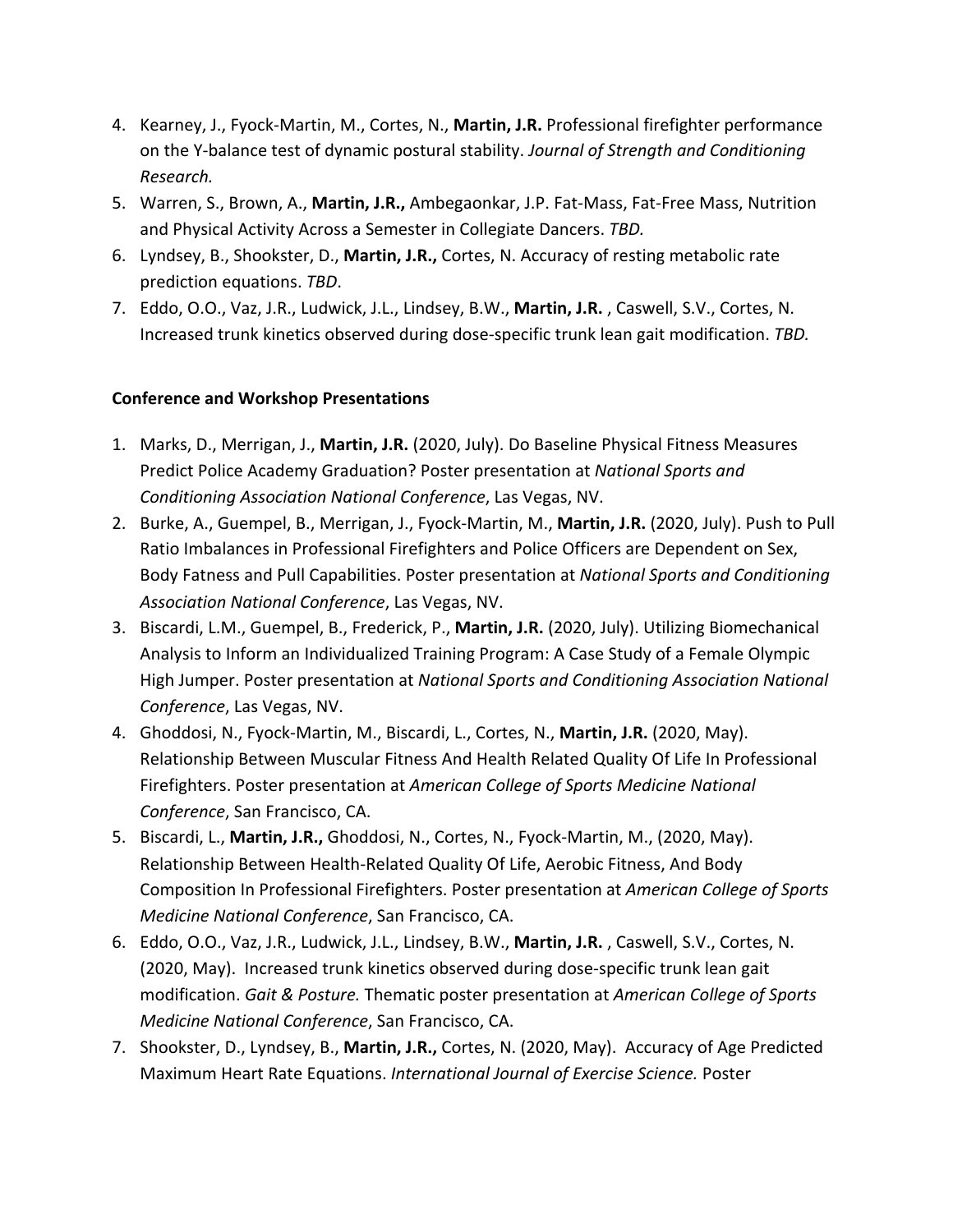4. Kearney, J., Fyock-Martin, M., Cortes, N., **Martin, J.R.** Professional firefighter performance on the Y-balance test of dynamic postural stability. *Journal of Strength and Conditioning Research.*
5. Warren, S., Brown, A., **Martin, J.R.,** Ambegaonkar, J.P. Fat-Mass, Fat-Free Mass, Nutrition and Physical Activity Across a Semester in Collegiate Dancers. *TBD.*
6. Lyndsey, B., Shookster, D., **Martin, J.R.,** Cortes, N. Accuracy of resting metabolic rate prediction equations. *TBD*.
7. Eddo, O.O., Vaz, J.R., Ludwick, J.L., Lindsey, B.W., **Martin, J.R.** , Caswell, S.V., Cortes, N. Increased trunk kinetics observed during dose-specific trunk lean gait modification. *TBD.*

**Conference and Workshop Presentations**

1. Marks, D., Merrigan, J., **Martin, J.R.** (2020, July). Do Baseline Physical Fitness Measures Predict Police Academy Graduation? Poster presentation at *National Sports and Conditioning Association National Conference*, Las Vegas, NV.
2. Burke, A., Guempel, B., Merrigan, J., Fyock-Martin, M., **Martin, J.R.** (2020, July). Push to Pull Ratio Imbalances in Professional Firefighters and Police Officers are Dependent on Sex, Body Fatness and Pull Capabilities. Poster presentation at *National Sports and Conditioning Association National Conference*, Las Vegas, NV.
3. Biscardi, L.M., Guempel, B., Frederick, P., **Martin, J.R.** (2020, July). Utilizing Biomechanical Analysis to Inform an Individualized Training Program: A Case Study of a Female Olympic High Jumper. Poster presentation at *National Sports and Conditioning Association National Conference*, Las Vegas, NV.
4. Ghoddosi, N., Fyock-Martin, M., Biscardi, L., Cortes, N., **Martin, J.R.** (2020, May). Relationship Between Muscular Fitness And Health Related Quality Of Life In Professional Firefighters. Poster presentation at *American College of Sports Medicine National Conference*, San Francisco, CA.
5. Biscardi, L., **Martin, J.R.,** Ghoddosi, N., Cortes, N., Fyock-Martin, M., (2020, May). Relationship Between Health-Related Quality Of Life, Aerobic Fitness, And Body Composition In Professional Firefighters. Poster presentation at *American College of Sports Medicine National Conference*, San Francisco, CA.
6. Eddo, O.O., Vaz, J.R., Ludwick, J.L., Lindsey, B.W., **Martin, J.R.** , Caswell, S.V., Cortes, N. (2020, May). Increased trunk kinetics observed during dose-specific trunk lean gait modification. *Gait & Posture.* Thematic poster presentation at *American College of Sports Medicine National Conference*, San Francisco, CA.
7. Shookster, D., Lyndsey, B., **Martin, J.R.,** Cortes, N. (2020, May). Accuracy of Age Predicted Maximum Heart Rate Equations. *International Journal of Exercise Science.* Poster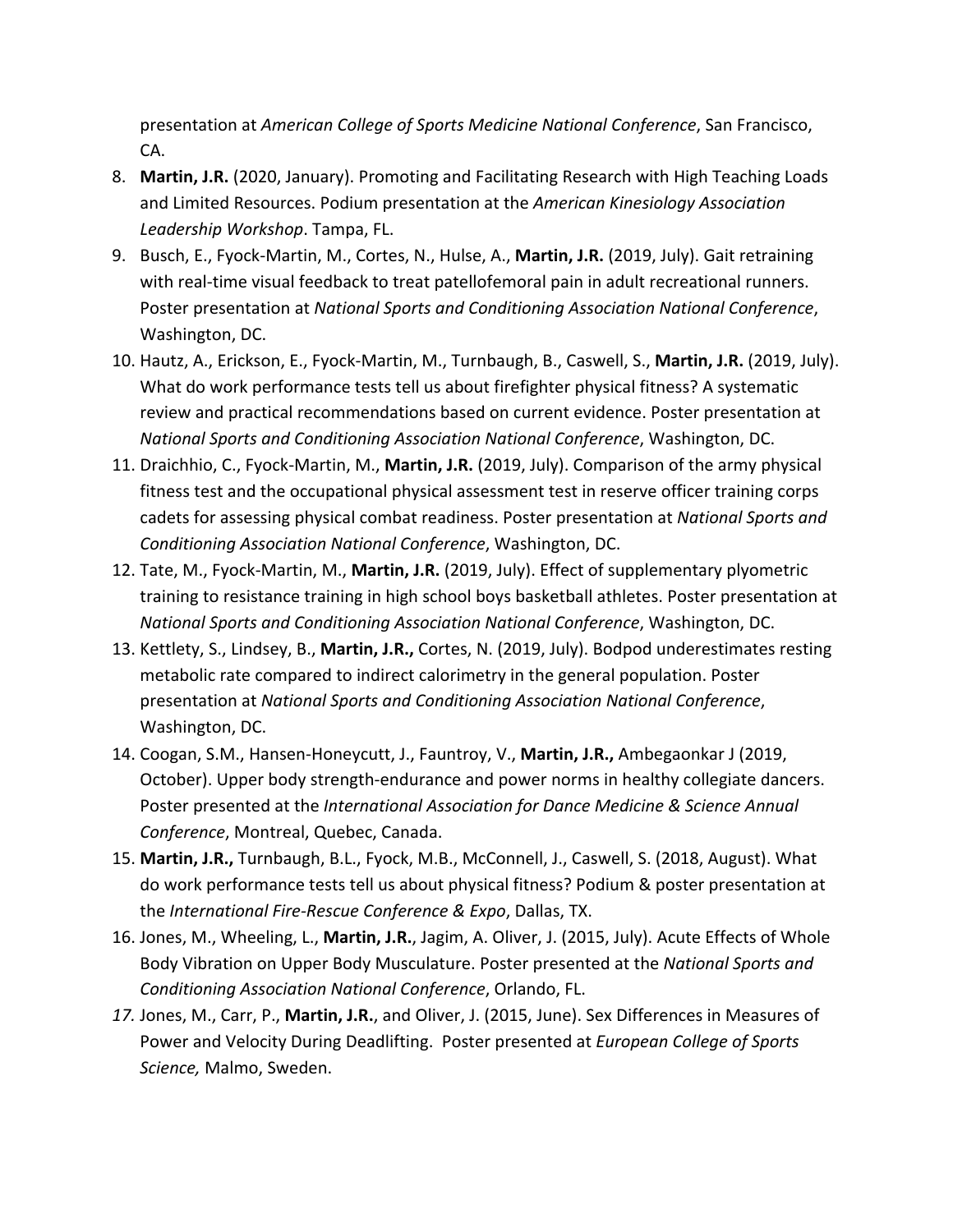presentation at *American College of Sports Medicine National Conference*, San Francisco, CA.

8. **Martin, J.R.** (2020, January). Promoting and Facilitating Research with High Teaching Loads and Limited Resources. Podium presentation at the *American Kinesiology Association Leadership Workshop*. Tampa, FL.
9. Busch, E., Fyock-Martin, M., Cortes, N., Hulse, A., **Martin, J.R.** (2019, July). Gait retraining with real-time visual feedback to treat patellofemoral pain in adult recreational runners. Poster presentation at *National Sports and Conditioning Association National Conference*, Washington, DC.
10. Hautz, A., Erickson, E., Fyock-Martin, M., Turnbaugh, B., Caswell, S., **Martin, J.R.** (2019, July). What do work performance tests tell us about firefighter physical fitness? A systematic review and practical recommendations based on current evidence. Poster presentation at *National Sports and Conditioning Association National Conference*, Washington, DC.
11. Draichhio, C., Fyock-Martin, M., **Martin, J.R.** (2019, July). Comparison of the army physical fitness test and the occupational physical assessment test in reserve officer training corps cadets for assessing physical combat readiness. Poster presentation at *National Sports and Conditioning Association National Conference*, Washington, DC.
12. Tate, M., Fyock-Martin, M., **Martin, J.R.** (2019, July). Effect of supplementary plyometric training to resistance training in high school boys basketball athletes. Poster presentation at *National Sports and Conditioning Association National Conference*, Washington, DC.
13. Kettlety, S., Lindsey, B., **Martin, J.R.,** Cortes, N. (2019, July). Bodpod underestimates resting metabolic rate compared to indirect calorimetry in the general population. Poster presentation at *National Sports and Conditioning Association National Conference*, Washington, DC.
14. Coogan, S.M., Hansen-Honeycutt, J., Fauntroy, V., **Martin, J.R.,** Ambegaonkar J (2019, October). Upper body strength-endurance and power norms in healthy collegiate dancers. Poster presented at the *International Association for Dance Medicine & Science Annual Conference*, Montreal, Quebec, Canada.
15. **Martin, J.R.,** Turnbaugh, B.L., Fyock, M.B., McConnell, J., Caswell, S. (2018, August). What do work performance tests tell us about physical fitness? Podium & poster presentation at the *International Fire-Rescue Conference & Expo*, Dallas, TX.
16. Jones, M., Wheeling, L., **Martin, J.R.**, Jagim, A. Oliver, J. (2015, July). Acute Effects of Whole Body Vibration on Upper Body Musculature. Poster presented at the *National Sports and Conditioning Association National Conference*, Orlando, FL.
17. Jones, M., Carr, P., **Martin, J.R.**, and Oliver, J. (2015, June). Sex Differences in Measures of Power and Velocity During Deadlifting. Poster presented at *European College of Sports Science,* Malmo, Sweden.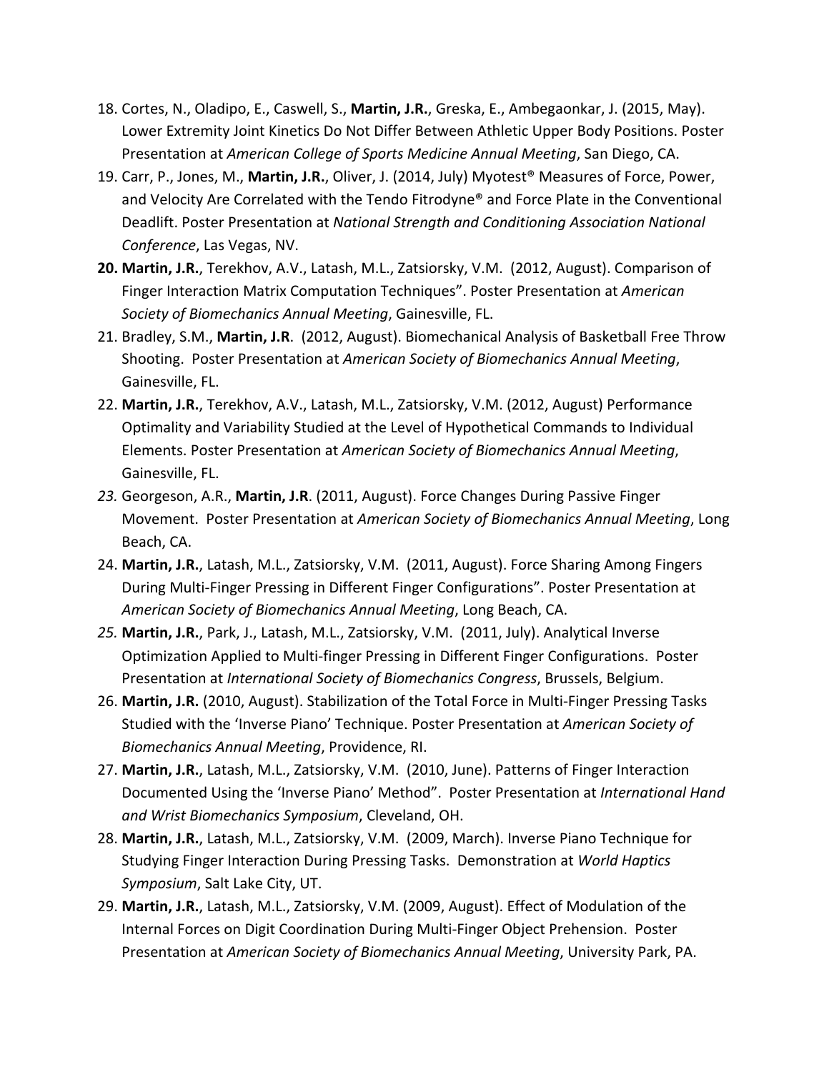18. Cortes, N., Oladipo, E., Caswell, S., **Martin, J.R.**, Greska, E., Ambegaonkar, J. (2015, May). Lower Extremity Joint Kinetics Do Not Differ Between Athletic Upper Body Positions. Poster Presentation at *American College of Sports Medicine Annual Meeting*, San Diego, CA.
19. Carr, P., Jones, M., **Martin, J.R.**, Oliver, J. (2014, July) Myotest® Measures of Force, Power, and Velocity Are Correlated with the Tendo Fitrodyne® and Force Plate in the Conventional Deadlift. Poster Presentation at *National Strength and Conditioning Association National Conference*, Las Vegas, NV.
20. **Martin, J.R.**, Terekhov, A.V., Latash, M.L., Zatsiorsky, V.M. (2012, August). Comparison of Finger Interaction Matrix Computation Techniques". Poster Presentation at *American Society of Biomechanics Annual Meeting*, Gainesville, FL.
21. Bradley, S.M., **Martin, J.R**. (2012, August). Biomechanical Analysis of Basketball Free Throw Shooting. Poster Presentation at *American Society of Biomechanics Annual Meeting*, Gainesville, FL.
22. **Martin, J.R.**, Terekhov, A.V., Latash, M.L., Zatsiorsky, V.M. (2012, August) Performance Optimality and Variability Studied at the Level of Hypothetical Commands to Individual Elements. Poster Presentation at *American Society of Biomechanics Annual Meeting*, Gainesville, FL.
23. Georgeson, A.R., **Martin, J.R**. (2011, August). Force Changes During Passive Finger Movement. Poster Presentation at *American Society of Biomechanics Annual Meeting*, Long Beach, CA.
24. **Martin, J.R.**, Latash, M.L., Zatsiorsky, V.M. (2011, August). Force Sharing Among Fingers During Multi-Finger Pressing in Different Finger Configurations". Poster Presentation at *American Society of Biomechanics Annual Meeting*, Long Beach, CA.
25. **Martin, J.R.**, Park, J., Latash, M.L., Zatsiorsky, V.M. (2011, July). Analytical Inverse Optimization Applied to Multi-finger Pressing in Different Finger Configurations. Poster Presentation at *International Society of Biomechanics Congress*, Brussels, Belgium.
26. **Martin, J.R.** (2010, August). Stabilization of the Total Force in Multi-Finger Pressing Tasks Studied with the 'Inverse Piano' Technique. Poster Presentation at *American Society of Biomechanics Annual Meeting*, Providence, RI.
27. **Martin, J.R.**, Latash, M.L., Zatsiorsky, V.M. (2010, June). Patterns of Finger Interaction Documented Using the 'Inverse Piano' Method". Poster Presentation at *International Hand and Wrist Biomechanics Symposium*, Cleveland, OH.
28. **Martin, J.R.**, Latash, M.L., Zatsiorsky, V.M. (2009, March). Inverse Piano Technique for Studying Finger Interaction During Pressing Tasks. Demonstration at *World Haptics Symposium*, Salt Lake City, UT.
29. **Martin, J.R.**, Latash, M.L., Zatsiorsky, V.M. (2009, August). Effect of Modulation of the Internal Forces on Digit Coordination During Multi-Finger Object Prehension. Poster Presentation at *American Society of Biomechanics Annual Meeting*, University Park, PA.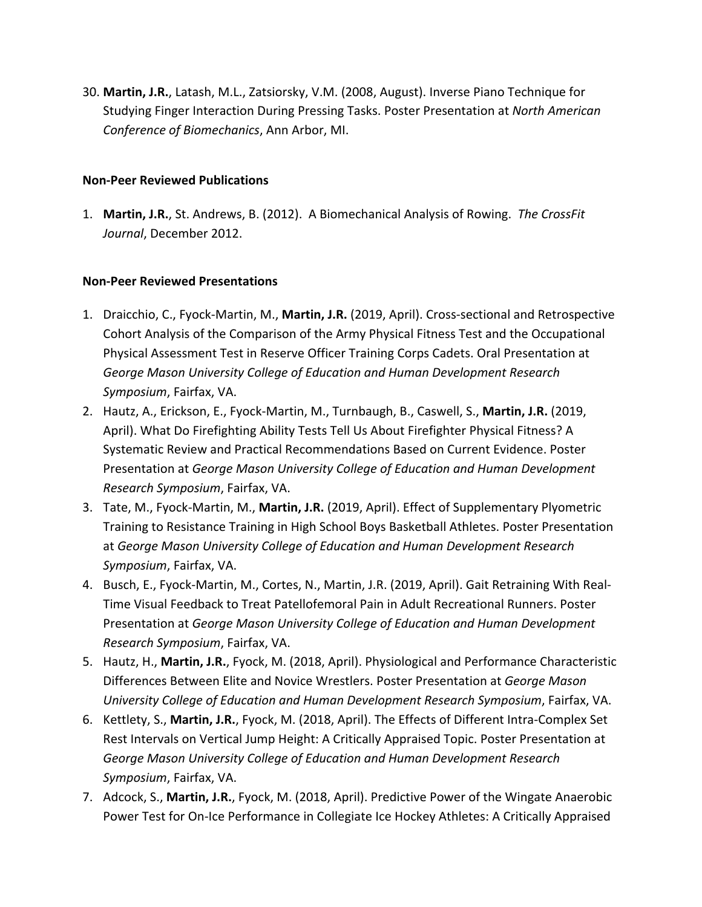30. **Martin, J.R.**, Latash, M.L., Zatsiorsky, V.M. (2008, August). Inverse Piano Technique for Studying Finger Interaction During Pressing Tasks. Poster Presentation at *North American Conference of Biomechanics*, Ann Arbor, MI.

**Non-Peer Reviewed Publications**

1. **Martin, J.R.**, St. Andrews, B. (2012). A Biomechanical Analysis of Rowing. *The CrossFit Journal*, December 2012.

**Non-Peer Reviewed Presentations**

1. Draicchio, C., Fyock-Martin, M., **Martin, J.R.** (2019, April). Cross-sectional and Retrospective Cohort Analysis of the Comparison of the Army Physical Fitness Test and the Occupational Physical Assessment Test in Reserve Officer Training Corps Cadets. Oral Presentation at *George Mason University College of Education and Human Development Research Symposium*, Fairfax, VA.
2. Hautz, A., Erickson, E., Fyock-Martin, M., Turnbaugh, B., Caswell, S., **Martin, J.R.** (2019, April). What Do Firefighting Ability Tests Tell Us About Firefighter Physical Fitness? A Systematic Review and Practical Recommendations Based on Current Evidence. Poster Presentation at *George Mason University College of Education and Human Development Research Symposium*, Fairfax, VA.
3. Tate, M., Fyock-Martin, M., **Martin, J.R.** (2019, April). Effect of Supplementary Plyometric Training to Resistance Training in High School Boys Basketball Athletes. Poster Presentation at *George Mason University College of Education and Human Development Research Symposium*, Fairfax, VA.
4. Busch, E., Fyock-Martin, M., Cortes, N., Martin, J.R. (2019, April). Gait Retraining With Real-Time Visual Feedback to Treat Patellofemoral Pain in Adult Recreational Runners. Poster Presentation at *George Mason University College of Education and Human Development Research Symposium*, Fairfax, VA.
5. Hautz, H., **Martin, J.R.**, Fyock, M. (2018, April). Physiological and Performance Characteristic Differences Between Elite and Novice Wrestlers. Poster Presentation at *George Mason University College of Education and Human Development Research Symposium*, Fairfax, VA.
6. Kettlety, S., **Martin, J.R.**, Fyock, M. (2018, April). The Effects of Different Intra-Complex Set Rest Intervals on Vertical Jump Height: A Critically Appraised Topic. Poster Presentation at *George Mason University College of Education and Human Development Research Symposium*, Fairfax, VA.
7. Adcock, S., **Martin, J.R.**, Fyock, M. (2018, April). Predictive Power of the Wingate Anaerobic Power Test for On-Ice Performance in Collegiate Ice Hockey Athletes: A Critically Appraised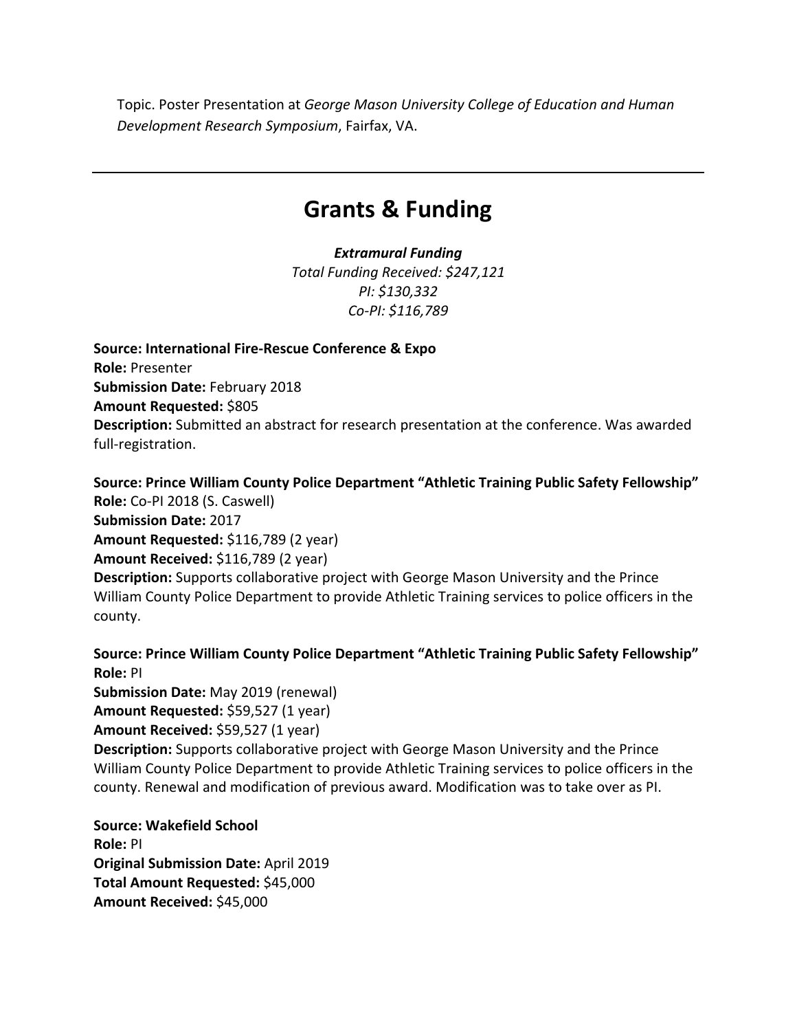Topic. Poster Presentation at *George Mason University College of Education and Human Development Research Symposium*, Fairfax, VA.

---

# Grants & Funding

***Extramural Funding***

*Total Funding Received: $247,121*
*PI: $130,332*
*Co-PI: $116,789*

**Source: International Fire-Rescue Conference & Expo**
**Role:** Presenter
**Submission Date:** February 2018
**Amount Requested:** $805
**Description:** Submitted an abstract for research presentation at the conference. Was awarded full-registration.

**Source: Prince William County Police Department "Athletic Training Public Safety Fellowship"**
**Role:** Co-PI 2018 (S. Caswell)
**Submission Date:** 2017
**Amount Requested:** $116,789 (2 year)
**Amount Received:** $116,789 (2 year)
**Description:** Supports collaborative project with George Mason University and the Prince William County Police Department to provide Athletic Training services to police officers in the county.

**Source: Prince William County Police Department "Athletic Training Public Safety Fellowship"**
**Role:** PI
**Submission Date:** May 2019 (renewal)
**Amount Requested:** $59,527 (1 year)
**Amount Received:** $59,527 (1 year)
**Description:** Supports collaborative project with George Mason University and the Prince William County Police Department to provide Athletic Training services to police officers in the county. Renewal and modification of previous award. Modification was to take over as PI.

**Source: Wakefield School**
**Role:** PI
**Original Submission Date:** April 2019
**Total Amount Requested:** $45,000
**Amount Received:** $45,000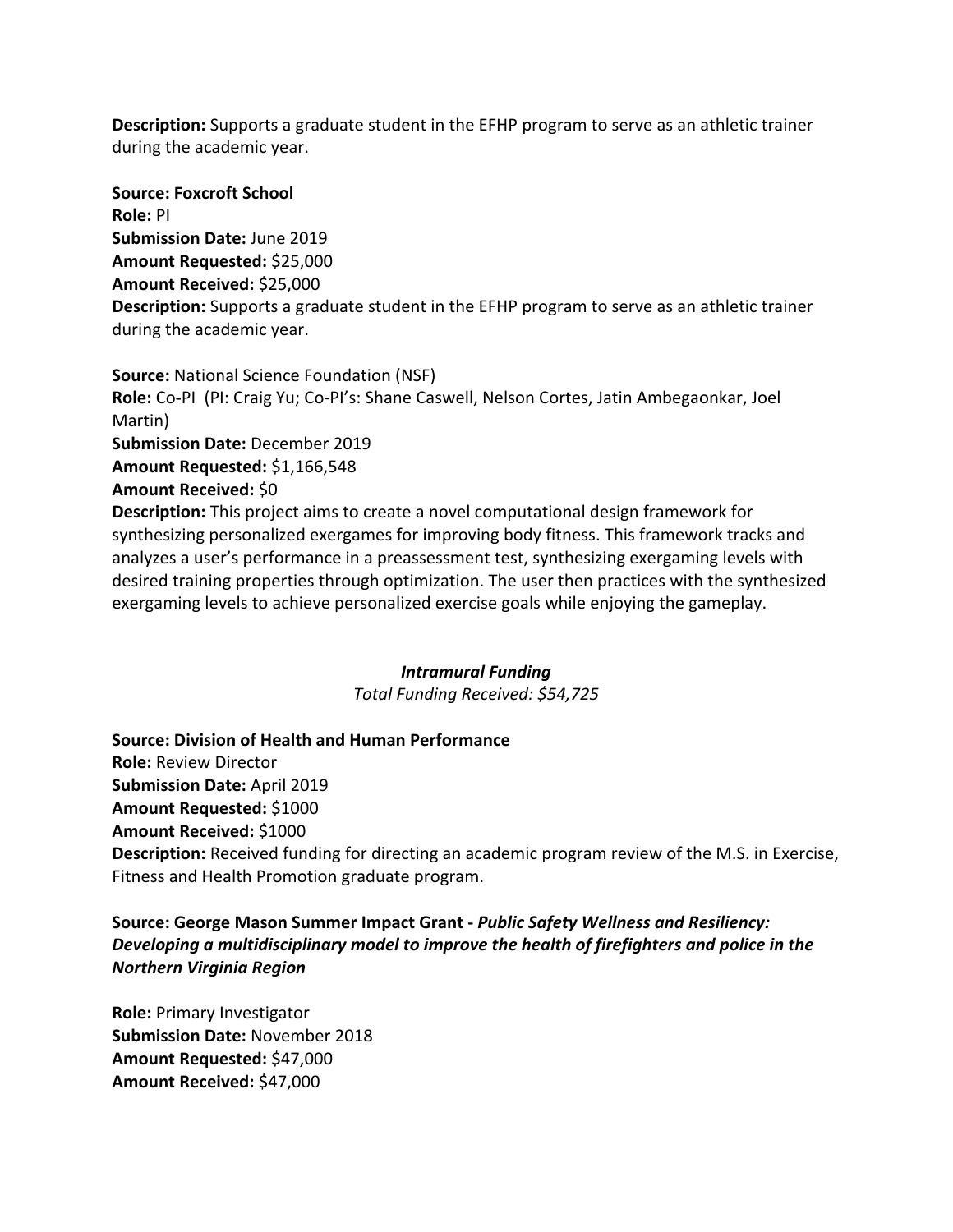**Description:** Supports a graduate student in the EFHP program to serve as an athletic trainer during the academic year.

**Source: Foxcroft School**
**Role:** PI
**Submission Date:** June 2019
**Amount Requested:** $25,000
**Amount Received:** $25,000
**Description:** Supports a graduate student in the EFHP program to serve as an athletic trainer during the academic year.

**Source:** National Science Foundation (NSF)
**Role:** Co-PI (PI: Craig Yu; Co-PI's: Shane Caswell, Nelson Cortes, Jatin Ambegaonkar, Joel Martin)
**Submission Date:** December 2019
**Amount Requested:** $1,166,548
**Amount Received:** $0
**Description:** This project aims to create a novel computational design framework for synthesizing personalized exergames for improving body fitness. This framework tracks and analyzes a user's performance in a preassessment test, synthesizing exergaming levels with desired training properties through optimization. The user then practices with the synthesized exergaming levels to achieve personalized exercise goals while enjoying the gameplay.

***Intramural Funding***

*Total Funding Received: $54,725*

**Source: Division of Health and Human Performance**
**Role:** Review Director
**Submission Date:** April 2019
**Amount Requested:** $1000
**Amount Received:** $1000
**Description:** Received funding for directing an academic program review of the M.S. in Exercise, Fitness and Health Promotion graduate program.

**Source: George Mason Summer Impact Grant - *Public Safety Wellness and Resiliency: Developing a multidisciplinary model to improve the health of firefighters and police in the Northern Virginia Region***

**Role:** Primary Investigator
**Submission Date:** November 2018
**Amount Requested:** $47,000
**Amount Received:** $47,000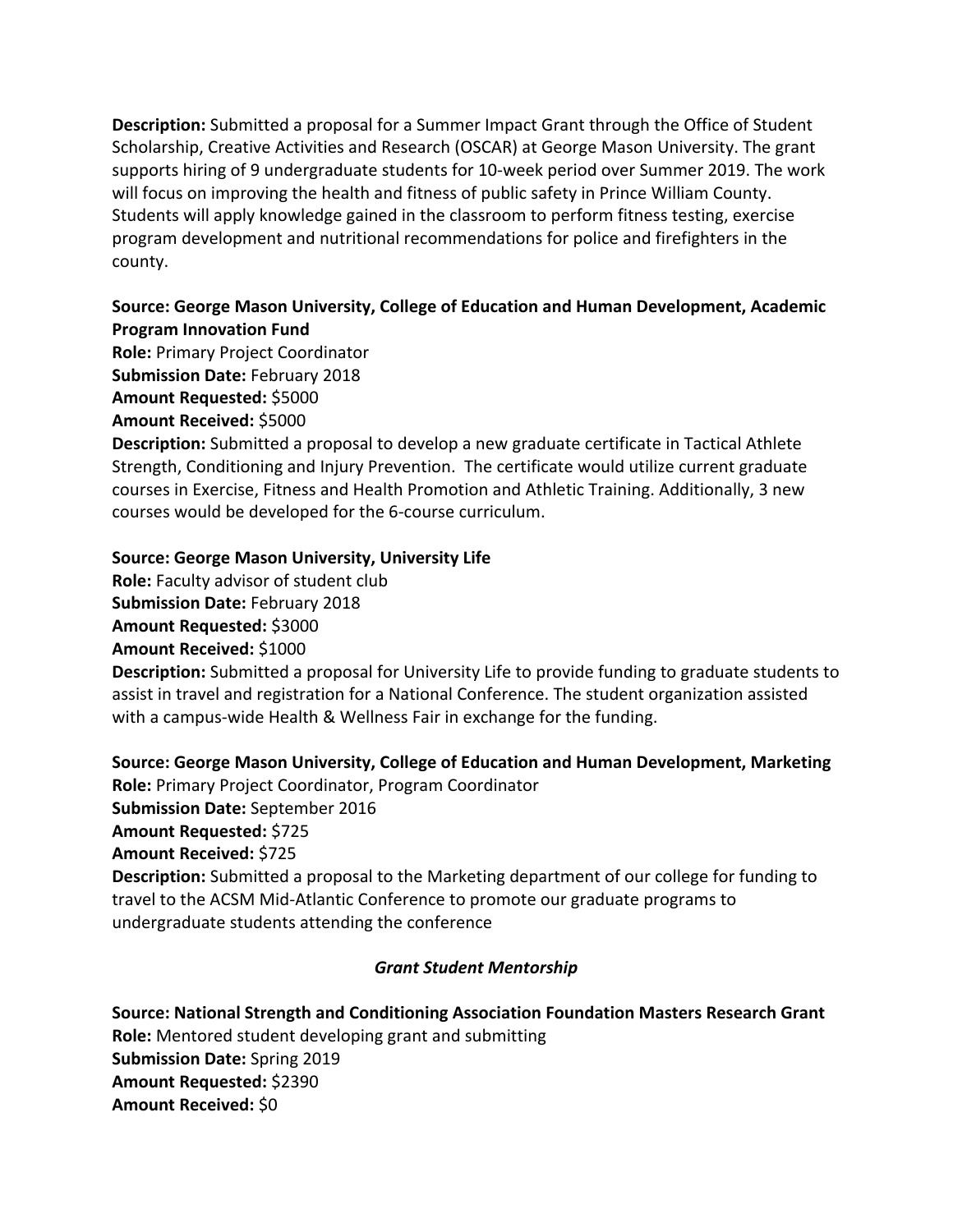**Description:** Submitted a proposal for a Summer Impact Grant through the Office of Student Scholarship, Creative Activities and Research (OSCAR) at George Mason University. The grant supports hiring of 9 undergraduate students for 10-week period over Summer 2019. The work will focus on improving the health and fitness of public safety in Prince William County. Students will apply knowledge gained in the classroom to perform fitness testing, exercise program development and nutritional recommendations for police and firefighters in the county.

**Source: George Mason University, College of Education and Human Development, Academic Program Innovation Fund**
**Role:** Primary Project Coordinator
**Submission Date:** February 2018
**Amount Requested:** $5000
**Amount Received:** $5000
**Description:** Submitted a proposal to develop a new graduate certificate in Tactical Athlete Strength, Conditioning and Injury Prevention. The certificate would utilize current graduate courses in Exercise, Fitness and Health Promotion and Athletic Training. Additionally, 3 new courses would be developed for the 6-course curriculum.

**Source: George Mason University, University Life**
**Role:** Faculty advisor of student club
**Submission Date:** February 2018
**Amount Requested:** $3000
**Amount Received:** $1000
**Description:** Submitted a proposal for University Life to provide funding to graduate students to assist in travel and registration for a National Conference. The student organization assisted with a campus-wide Health & Wellness Fair in exchange for the funding.

**Source: George Mason University, College of Education and Human Development, Marketing**
**Role:** Primary Project Coordinator, Program Coordinator
**Submission Date:** September 2016
**Amount Requested:** $725
**Amount Received:** $725
**Description:** Submitted a proposal to the Marketing department of our college for funding to travel to the ACSM Mid-Atlantic Conference to promote our graduate programs to undergraduate students attending the conference

### *Grant Student Mentorship*

**Source: National Strength and Conditioning Association Foundation Masters Research Grant**
**Role:** Mentored student developing grant and submitting
**Submission Date:** Spring 2019
**Amount Requested:** $2390
**Amount Received:** $0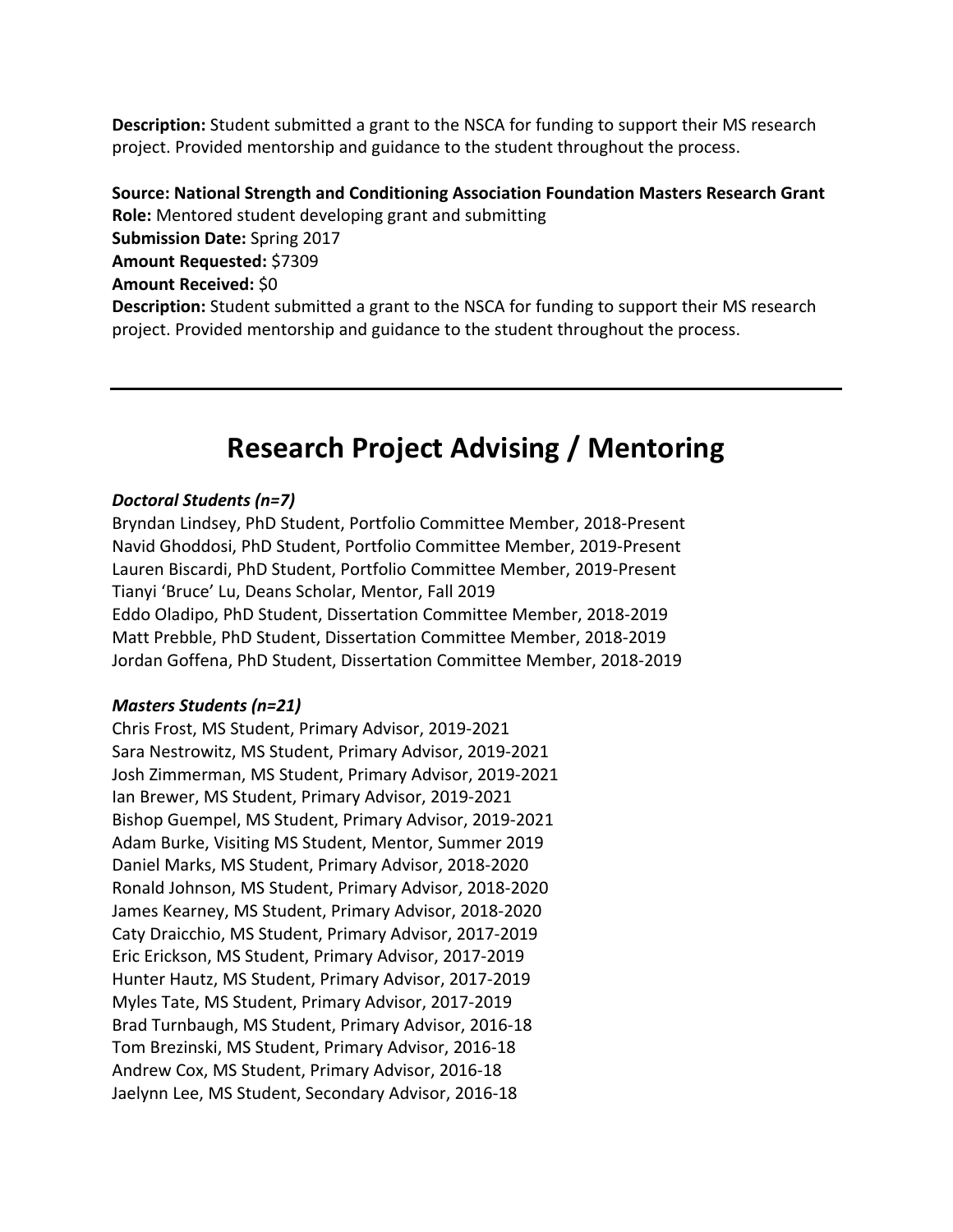**Description:** Student submitted a grant to the NSCA for funding to support their MS research project. Provided mentorship and guidance to the student throughout the process.

**Source: National Strength and Conditioning Association Foundation Masters Research Grant**
**Role:** Mentored student developing grant and submitting
**Submission Date:** Spring 2017
**Amount Requested:** $7309
**Amount Received:** $0
**Description:** Student submitted a grant to the NSCA for funding to support their MS research project. Provided mentorship and guidance to the student throughout the process.

---

# Research Project Advising / Mentoring

***Doctoral Students (n=7)***

Bryndan Lindsey, PhD Student, Portfolio Committee Member, 2018-Present
Navid Ghoddosi, PhD Student, Portfolio Committee Member, 2019-Present
Lauren Biscardi, PhD Student, Portfolio Committee Member, 2019-Present
Tianyi 'Bruce' Lu, Deans Scholar, Mentor, Fall 2019
Eddo Oladipo, PhD Student, Dissertation Committee Member, 2018-2019
Matt Prebble, PhD Student, Dissertation Committee Member, 2018-2019
Jordan Goffena, PhD Student, Dissertation Committee Member, 2018-2019

***Masters Students (n=21)***

Chris Frost, MS Student, Primary Advisor, 2019-2021
Sara Nestrowitz, MS Student, Primary Advisor, 2019-2021
Josh Zimmerman, MS Student, Primary Advisor, 2019-2021
Ian Brewer, MS Student, Primary Advisor, 2019-2021
Bishop Guempel, MS Student, Primary Advisor, 2019-2021
Adam Burke, Visiting MS Student, Mentor, Summer 2019
Daniel Marks, MS Student, Primary Advisor, 2018-2020
Ronald Johnson, MS Student, Primary Advisor, 2018-2020
James Kearney, MS Student, Primary Advisor, 2018-2020
Caty Draicchio, MS Student, Primary Advisor, 2017-2019
Eric Erickson, MS Student, Primary Advisor, 2017-2019
Hunter Hautz, MS Student, Primary Advisor, 2017-2019
Myles Tate, MS Student, Primary Advisor, 2017-2019
Brad Turnbaugh, MS Student, Primary Advisor, 2016-18
Tom Brezinski, MS Student, Primary Advisor, 2016-18
Andrew Cox, MS Student, Primary Advisor, 2016-18
Jaelynn Lee, MS Student, Secondary Advisor, 2016-18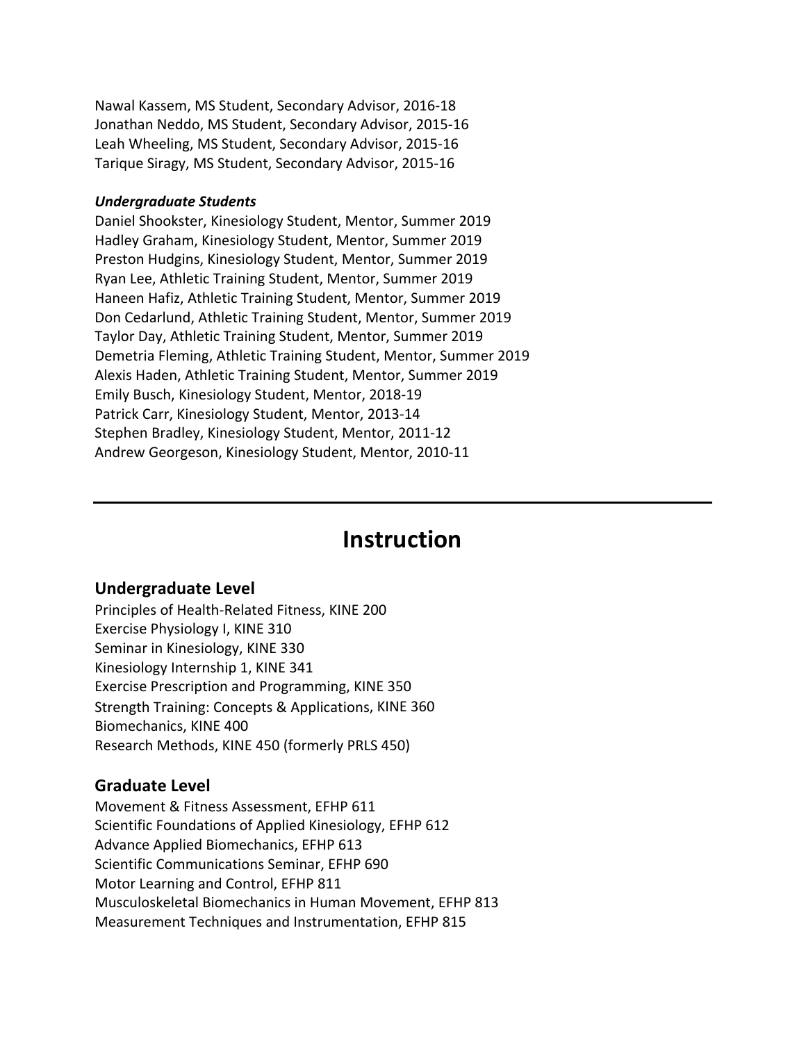Nawal Kassem, MS Student, Secondary Advisor, 2016-18
Jonathan Neddo, MS Student, Secondary Advisor, 2015-16
Leah Wheeling, MS Student, Secondary Advisor, 2015-16
Tarique Siragy, MS Student, Secondary Advisor, 2015-16

***Undergraduate Students***

Daniel Shookster, Kinesiology Student, Mentor, Summer 2019
Hadley Graham, Kinesiology Student, Mentor, Summer 2019
Preston Hudgins, Kinesiology Student, Mentor, Summer 2019
Ryan Lee, Athletic Training Student, Mentor, Summer 2019
Haneen Hafiz, Athletic Training Student, Mentor, Summer 2019
Don Cedarlund, Athletic Training Student, Mentor, Summer 2019
Taylor Day, Athletic Training Student, Mentor, Summer 2019
Demetria Fleming, Athletic Training Student, Mentor, Summer 2019
Alexis Haden, Athletic Training Student, Mentor, Summer 2019
Emily Busch, Kinesiology Student, Mentor, 2018-19
Patrick Carr, Kinesiology Student, Mentor, 2013-14
Stephen Bradley, Kinesiology Student, Mentor, 2011-12
Andrew Georgeson, Kinesiology Student, Mentor, 2010-11

---

# Instruction

## Undergraduate Level

Principles of Health-Related Fitness, KINE 200
Exercise Physiology I, KINE 310
Seminar in Kinesiology, KINE 330
Kinesiology Internship 1, KINE 341
Exercise Prescription and Programming, KINE 350
Strength Training: Concepts & Applications, KINE 360
Biomechanics, KINE 400
Research Methods, KINE 450 (formerly PRLS 450)

## Graduate Level

Movement & Fitness Assessment, EFHP 611
Scientific Foundations of Applied Kinesiology, EFHP 612
Advance Applied Biomechanics, EFHP 613
Scientific Communications Seminar, EFHP 690
Motor Learning and Control, EFHP 811
Musculoskeletal Biomechanics in Human Movement, EFHP 813
Measurement Techniques and Instrumentation, EFHP 815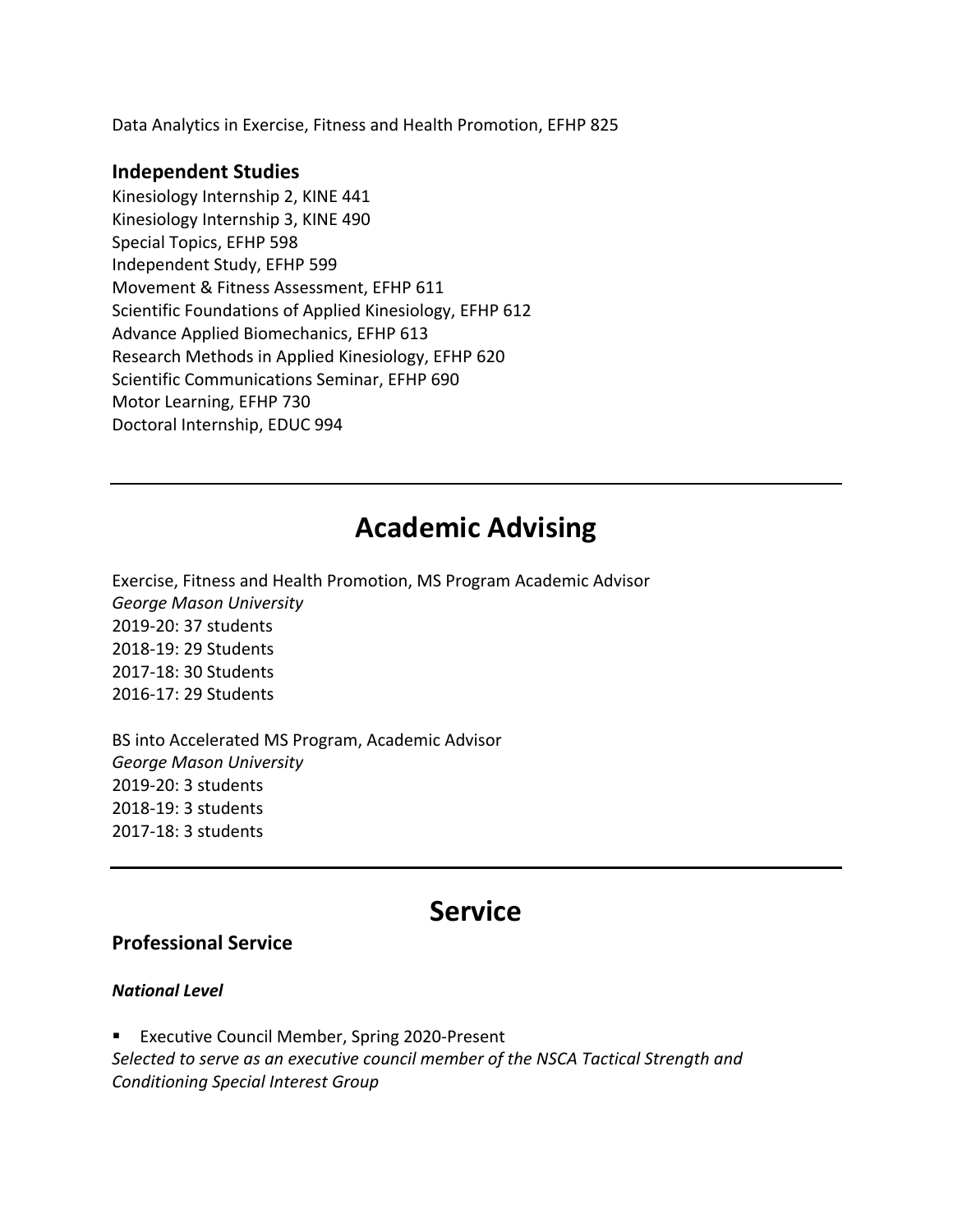Data Analytics in Exercise, Fitness and Health Promotion, EFHP 825

### Independent Studies

Kinesiology Internship 2, KINE 441
Kinesiology Internship 3, KINE 490
Special Topics, EFHP 598
Independent Study, EFHP 599
Movement & Fitness Assessment, EFHP 611
Scientific Foundations of Applied Kinesiology, EFHP 612
Advance Applied Biomechanics, EFHP 613
Research Methods in Applied Kinesiology, EFHP 620
Scientific Communications Seminar, EFHP 690
Motor Learning, EFHP 730
Doctoral Internship, EDUC 994

---

# Academic Advising

Exercise, Fitness and Health Promotion, MS Program Academic Advisor
*George Mason University*
2019-20: 37 students
2018-19: 29 Students
2017-18: 30 Students
2016-17: 29 Students

BS into Accelerated MS Program, Academic Advisor
*George Mason University*
2019-20: 3 students
2018-19: 3 students
2017-18: 3 students

---

# Service

### Professional Service

***National Level***

- Executive Council Member, Spring 2020-Present

*Selected to serve as an executive council member of the NSCA Tactical Strength and Conditioning Special Interest Group*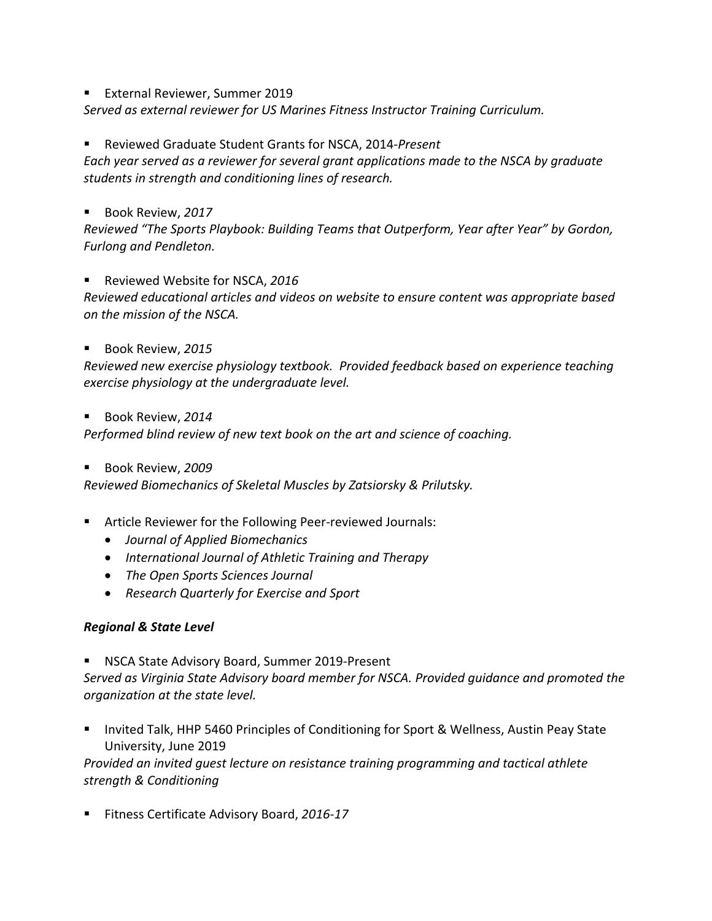- External Reviewer, Summer 2019

*Served as external reviewer for US Marines Fitness Instructor Training Curriculum.*

- Reviewed Graduate Student Grants for NSCA, 2014-*Present*

*Each year served as a reviewer for several grant applications made to the NSCA by graduate students in strength and conditioning lines of research.*

- Book Review, *2017*

*Reviewed "The Sports Playbook: Building Teams that Outperform, Year after Year" by Gordon, Furlong and Pendleton.*

- Reviewed Website for NSCA, *2016*

*Reviewed educational articles and videos on website to ensure content was appropriate based on the mission of the NSCA.*

- Book Review, *2015*

*Reviewed new exercise physiology textbook. Provided feedback based on experience teaching exercise physiology at the undergraduate level.*

- Book Review, *2014*

*Performed blind review of new text book on the art and science of coaching.*

- Book Review, *2009*

*Reviewed Biomechanics of Skeletal Muscles by Zatsiorsky & Prilutsky.*

- Article Reviewer for the Following Peer-reviewed Journals:
  - *Journal of Applied Biomechanics*
  - *International Journal of Athletic Training and Therapy*
  - *The Open Sports Sciences Journal*
  - *Research Quarterly for Exercise and Sport*

***Regional & State Level***

- NSCA State Advisory Board, Summer 2019-Present

*Served as Virginia State Advisory board member for NSCA. Provided guidance and promoted the organization at the state level.*

- Invited Talk, HHP 5460 Principles of Conditioning for Sport & Wellness, Austin Peay State University, June 2019

*Provided an invited guest lecture on resistance training programming and tactical athlete strength & Conditioning*

- Fitness Certificate Advisory Board, *2016-17*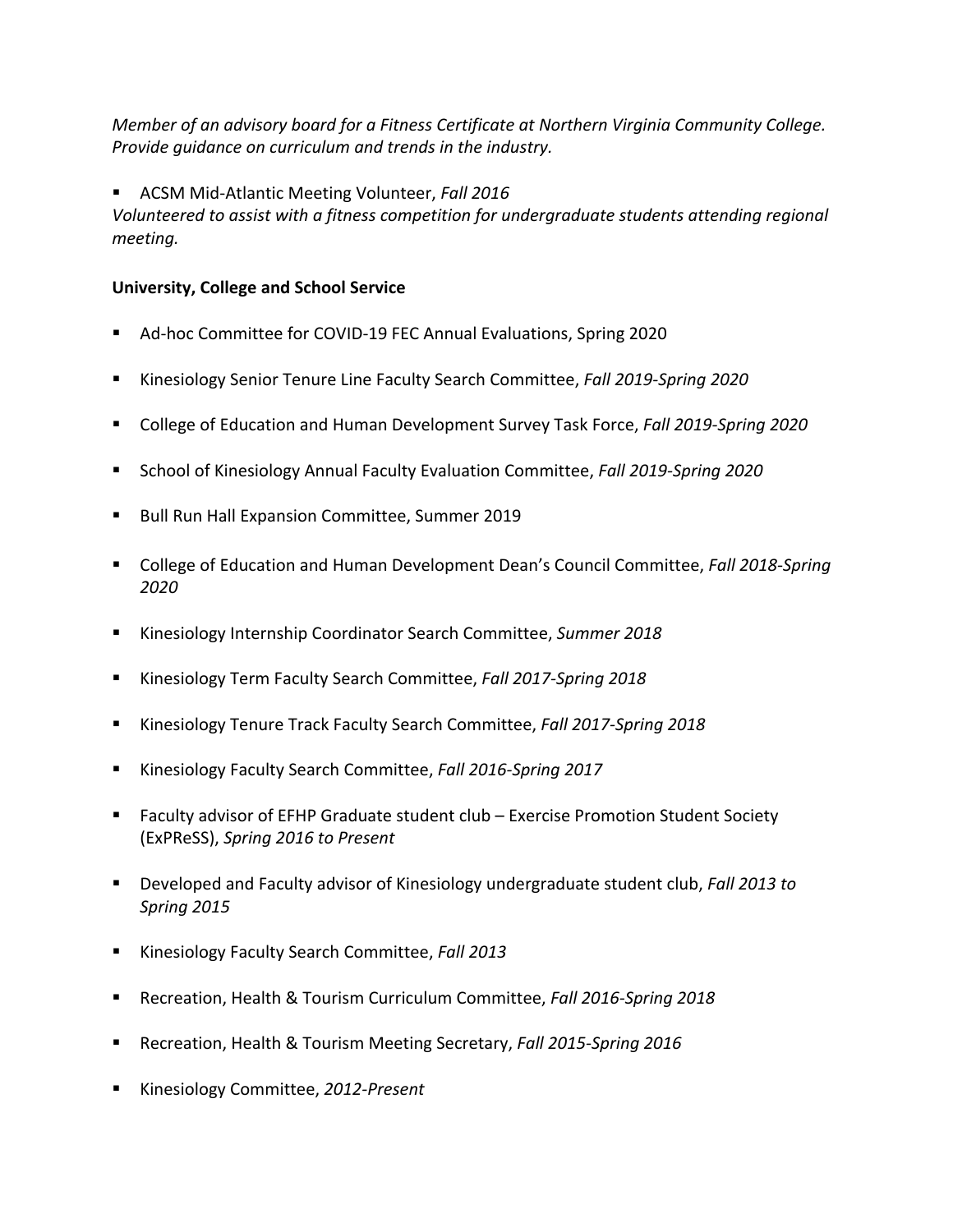*Member of an advisory board for a Fitness Certificate at Northern Virginia Community College. Provide guidance on curriculum and trends in the industry.*

- ACSM Mid-Atlantic Meeting Volunteer, *Fall 2016*

*Volunteered to assist with a fitness competition for undergraduate students attending regional meeting.*

**University, College and School Service**

- Ad-hoc Committee for COVID-19 FEC Annual Evaluations, Spring 2020
- Kinesiology Senior Tenure Line Faculty Search Committee, *Fall 2019-Spring 2020*
- College of Education and Human Development Survey Task Force, *Fall 2019-Spring 2020*
- School of Kinesiology Annual Faculty Evaluation Committee, *Fall 2019-Spring 2020*
- Bull Run Hall Expansion Committee, Summer 2019
- College of Education and Human Development Dean's Council Committee, *Fall 2018-Spring 2020*
- Kinesiology Internship Coordinator Search Committee, *Summer 2018*
- Kinesiology Term Faculty Search Committee, *Fall 2017-Spring 2018*
- Kinesiology Tenure Track Faculty Search Committee, *Fall 2017-Spring 2018*
- Kinesiology Faculty Search Committee, *Fall 2016-Spring 2017*
- Faculty advisor of EFHP Graduate student club – Exercise Promotion Student Society (ExPReSS), *Spring 2016 to Present*
- Developed and Faculty advisor of Kinesiology undergraduate student club, *Fall 2013 to Spring 2015*
- Kinesiology Faculty Search Committee, *Fall 2013*
- Recreation, Health & Tourism Curriculum Committee, *Fall 2016-Spring 2018*
- Recreation, Health & Tourism Meeting Secretary, *Fall 2015-Spring 2016*
- Kinesiology Committee, *2012-Present*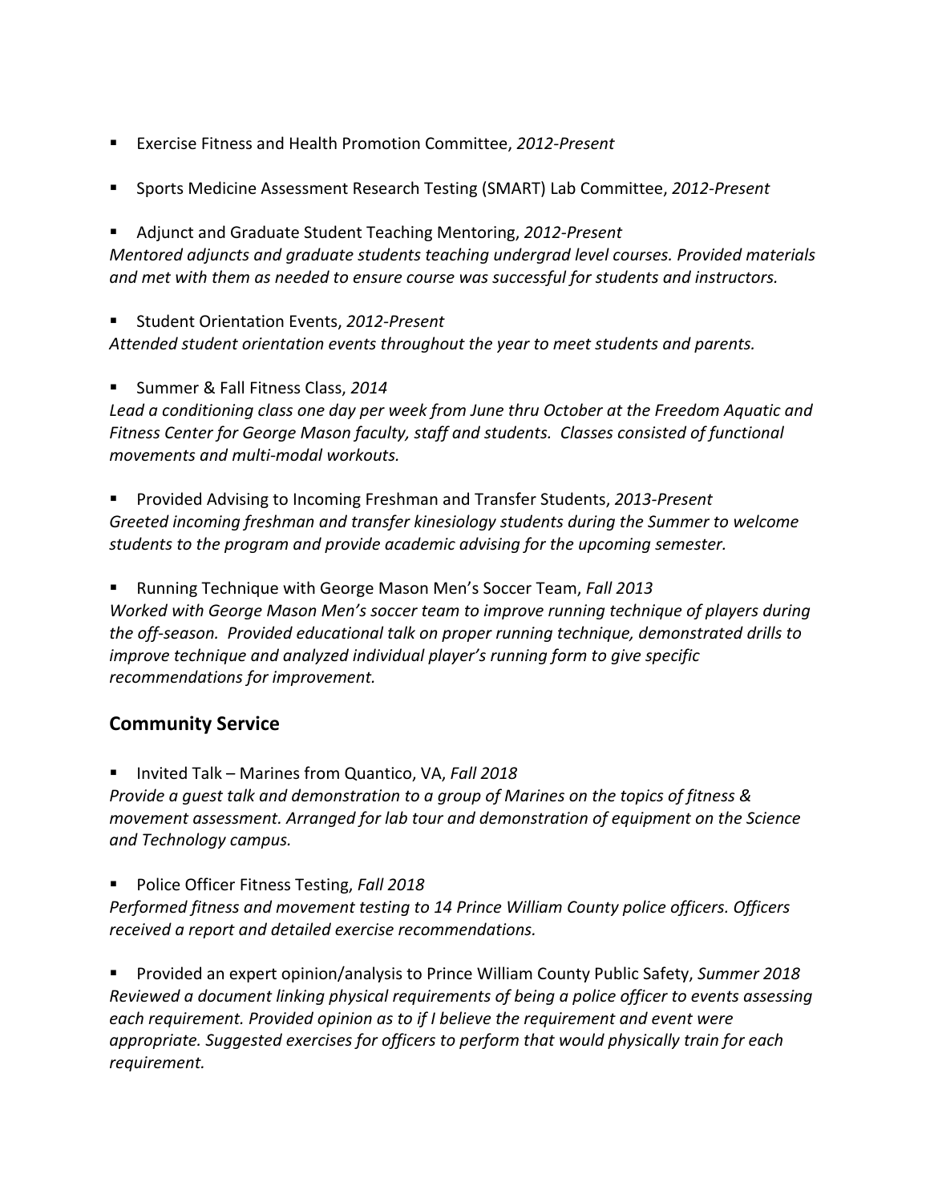- Exercise Fitness and Health Promotion Committee, *2012-Present*

- Sports Medicine Assessment Research Testing (SMART) Lab Committee, *2012-Present*

- Adjunct and Graduate Student Teaching Mentoring, *2012-Present*
*Mentored adjuncts and graduate students teaching undergrad level courses. Provided materials and met with them as needed to ensure course was successful for students and instructors.*

- Student Orientation Events, *2012-Present*
*Attended student orientation events throughout the year to meet students and parents.*

- Summer & Fall Fitness Class, *2014*
*Lead a conditioning class one day per week from June thru October at the Freedom Aquatic and Fitness Center for George Mason faculty, staff and students. Classes consisted of functional movements and multi-modal workouts.*

- Provided Advising to Incoming Freshman and Transfer Students, *2013-Present*
*Greeted incoming freshman and transfer kinesiology students during the Summer to welcome students to the program and provide academic advising for the upcoming semester.*

- Running Technique with George Mason Men's Soccer Team, *Fall 2013*
*Worked with George Mason Men's soccer team to improve running technique of players during the off-season. Provided educational talk on proper running technique, demonstrated drills to improve technique and analyzed individual player's running form to give specific recommendations for improvement.*

## Community Service

- Invited Talk – Marines from Quantico, VA, *Fall 2018*
*Provide a guest talk and demonstration to a group of Marines on the topics of fitness & movement assessment. Arranged for lab tour and demonstration of equipment on the Science and Technology campus.*

- Police Officer Fitness Testing, *Fall 2018*
*Performed fitness and movement testing to 14 Prince William County police officers. Officers received a report and detailed exercise recommendations.*

- Provided an expert opinion/analysis to Prince William County Public Safety, *Summer 2018*
*Reviewed a document linking physical requirements of being a police officer to events assessing each requirement. Provided opinion as to if I believe the requirement and event were appropriate. Suggested exercises for officers to perform that would physically train for each requirement.*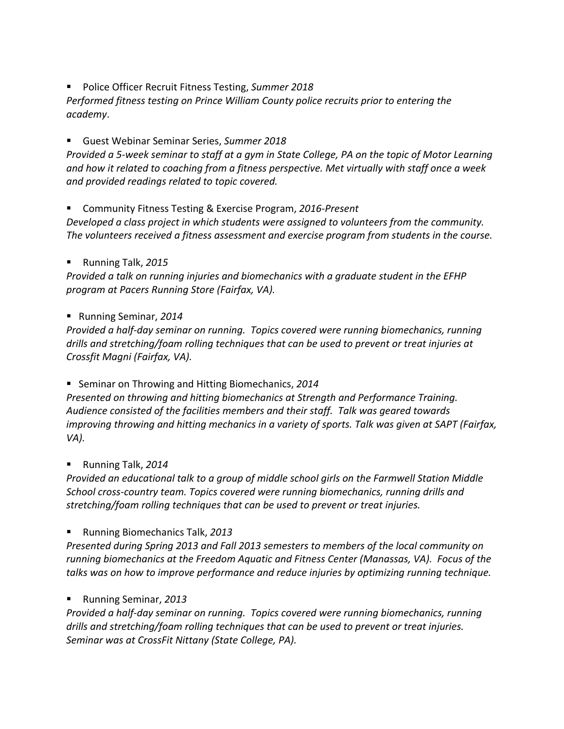- Police Officer Recruit Fitness Testing, *Summer 2018*
*Performed fitness testing on Prince William County police recruits prior to entering the academy*.

- Guest Webinar Seminar Series, *Summer 2018*
*Provided a 5-week seminar to staff at a gym in State College, PA on the topic of Motor Learning and how it related to coaching from a fitness perspective. Met virtually with staff once a week and provided readings related to topic covered.*

- Community Fitness Testing & Exercise Program, *2016-Present*
*Developed a class project in which students were assigned to volunteers from the community. The volunteers received a fitness assessment and exercise program from students in the course.*

- Running Talk, *2015*
*Provided a talk on running injuries and biomechanics with a graduate student in the EFHP program at Pacers Running Store (Fairfax, VA).*

- Running Seminar, *2014*
*Provided a half-day seminar on running. Topics covered were running biomechanics, running drills and stretching/foam rolling techniques that can be used to prevent or treat injuries at Crossfit Magni (Fairfax, VA).*

- Seminar on Throwing and Hitting Biomechanics, *2014*
*Presented on throwing and hitting biomechanics at Strength and Performance Training. Audience consisted of the facilities members and their staff. Talk was geared towards improving throwing and hitting mechanics in a variety of sports. Talk was given at SAPT (Fairfax, VA).*

- Running Talk, *2014*
*Provided an educational talk to a group of middle school girls on the Farmwell Station Middle School cross-country team. Topics covered were running biomechanics, running drills and stretching/foam rolling techniques that can be used to prevent or treat injuries.*

- Running Biomechanics Talk, *2013*
*Presented during Spring 2013 and Fall 2013 semesters to members of the local community on running biomechanics at the Freedom Aquatic and Fitness Center (Manassas, VA). Focus of the talks was on how to improve performance and reduce injuries by optimizing running technique.*

- Running Seminar, *2013*
*Provided a half-day seminar on running. Topics covered were running biomechanics, running drills and stretching/foam rolling techniques that can be used to prevent or treat injuries. Seminar was at CrossFit Nittany (State College, PA).*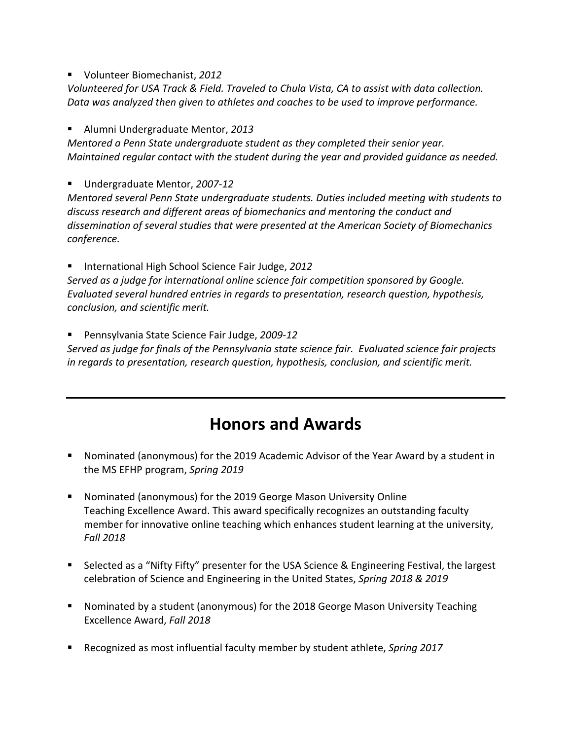- Volunteer Biomechanist, *2012*
*Volunteered for USA Track & Field. Traveled to Chula Vista, CA to assist with data collection. Data was analyzed then given to athletes and coaches to be used to improve performance.*

- Alumni Undergraduate Mentor, *2013*
*Mentored a Penn State undergraduate student as they completed their senior year. Maintained regular contact with the student during the year and provided guidance as needed.*

- Undergraduate Mentor, *2007-12*
*Mentored several Penn State undergraduate students. Duties included meeting with students to discuss research and different areas of biomechanics and mentoring the conduct and dissemination of several studies that were presented at the American Society of Biomechanics conference.*

- International High School Science Fair Judge, *2012*
*Served as a judge for international online science fair competition sponsored by Google. Evaluated several hundred entries in regards to presentation, research question, hypothesis, conclusion, and scientific merit.*

- Pennsylvania State Science Fair Judge, *2009-12*
*Served as judge for finals of the Pennsylvania state science fair. Evaluated science fair projects in regards to presentation, research question, hypothesis, conclusion, and scientific merit.*

---

# Honors and Awards

- Nominated (anonymous) for the 2019 Academic Advisor of the Year Award by a student in the MS EFHP program, *Spring 2019*

- Nominated (anonymous) for the 2019 George Mason University Online Teaching Excellence Award. This award specifically recognizes an outstanding faculty member for innovative online teaching which enhances student learning at the university, *Fall 2018*

- Selected as a "Nifty Fifty" presenter for the USA Science & Engineering Festival, the largest celebration of Science and Engineering in the United States, *Spring 2018 & 2019*

- Nominated by a student (anonymous) for the 2018 George Mason University Teaching Excellence Award, *Fall 2018*

- Recognized as most influential faculty member by student athlete, *Spring 2017*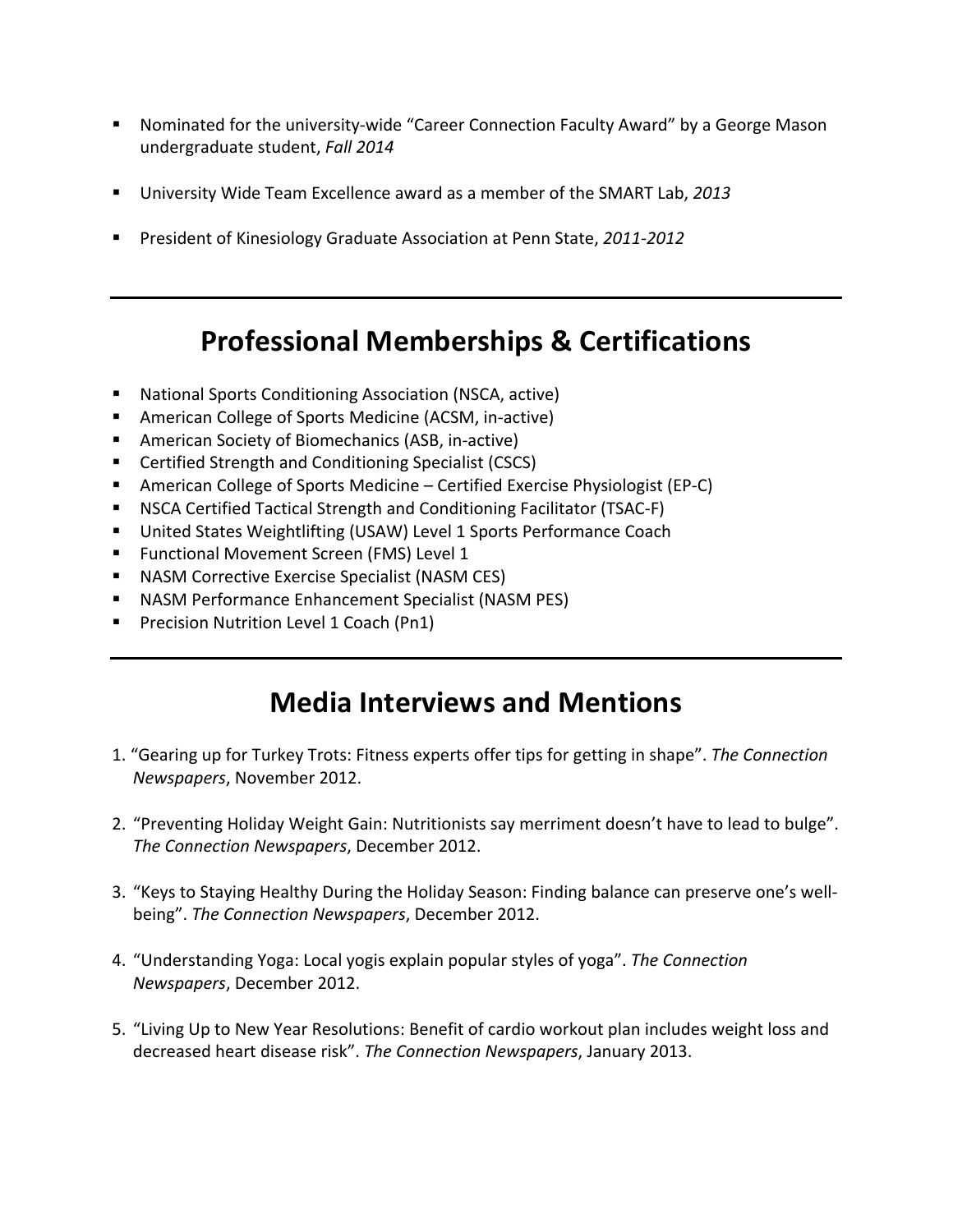- Nominated for the university-wide “Career Connection Faculty Award” by a George Mason undergraduate student, *Fall 2014*

- University Wide Team Excellence award as a member of the SMART Lab, *2013*

- President of Kinesiology Graduate Association at Penn State, *2011-2012*

---

## Professional Memberships & Certifications

- National Sports Conditioning Association (NSCA, active)
- American College of Sports Medicine (ACSM, in-active)
- American Society of Biomechanics (ASB, in-active)
- Certified Strength and Conditioning Specialist (CSCS)
- American College of Sports Medicine – Certified Exercise Physiologist (EP-C)
- NSCA Certified Tactical Strength and Conditioning Facilitator (TSAC-F)
- United States Weightlifting (USAW) Level 1 Sports Performance Coach
- Functional Movement Screen (FMS) Level 1
- NASM Corrective Exercise Specialist (NASM CES)
- NASM Performance Enhancement Specialist (NASM PES)
- Precision Nutrition Level 1 Coach (Pn1)

---

## Media Interviews and Mentions

1. “Gearing up for Turkey Trots: Fitness experts offer tips for getting in shape”. *The Connection Newspapers*, November 2012.

2. “Preventing Holiday Weight Gain: Nutritionists say merriment doesn’t have to lead to bulge”. *The Connection Newspapers*, December 2012.

3. “Keys to Staying Healthy During the Holiday Season: Finding balance can preserve one’s well-being”. *The Connection Newspapers*, December 2012.

4. “Understanding Yoga: Local yogis explain popular styles of yoga”. *The Connection Newspapers*, December 2012.

5. “Living Up to New Year Resolutions: Benefit of cardio workout plan includes weight loss and decreased heart disease risk”. *The Connection Newspapers*, January 2013.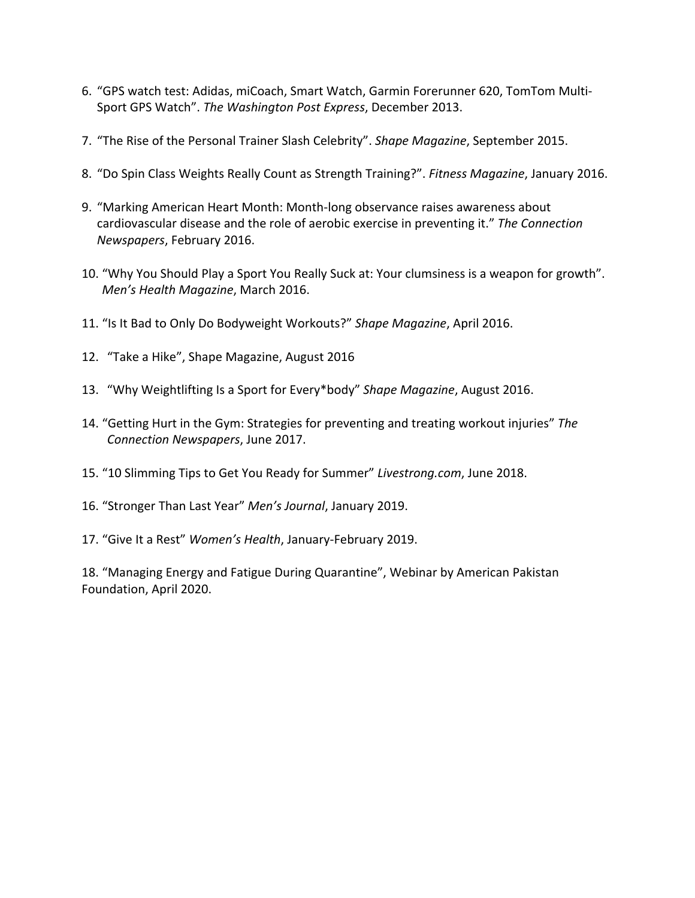6. "GPS watch test: Adidas, miCoach, Smart Watch, Garmin Forerunner 620, TomTom Multi-Sport GPS Watch". *The Washington Post Express*, December 2013.

7. "The Rise of the Personal Trainer Slash Celebrity". *Shape Magazine*, September 2015.

8. "Do Spin Class Weights Really Count as Strength Training?". *Fitness Magazine*, January 2016.

9. "Marking American Heart Month: Month-long observance raises awareness about cardiovascular disease and the role of aerobic exercise in preventing it." *The Connection Newspapers*, February 2016.

10. "Why You Should Play a Sport You Really Suck at: Your clumsiness is a weapon for growth". *Men's Health Magazine*, March 2016.

11. "Is It Bad to Only Do Bodyweight Workouts?" *Shape Magazine*, April 2016.

12. "Take a Hike", Shape Magazine, August 2016

13. "Why Weightlifting Is a Sport for Every*body" *Shape Magazine*, August 2016.

14. "Getting Hurt in the Gym: Strategies for preventing and treating workout injuries" *The Connection Newspapers*, June 2017.

15. "10 Slimming Tips to Get You Ready for Summer" *Livestrong.com*, June 2018.

16. "Stronger Than Last Year" *Men's Journal*, January 2019.

17. "Give It a Rest" *Women's Health*, January-February 2019.

18. "Managing Energy and Fatigue During Quarantine", Webinar by American Pakistan Foundation, April 2020.